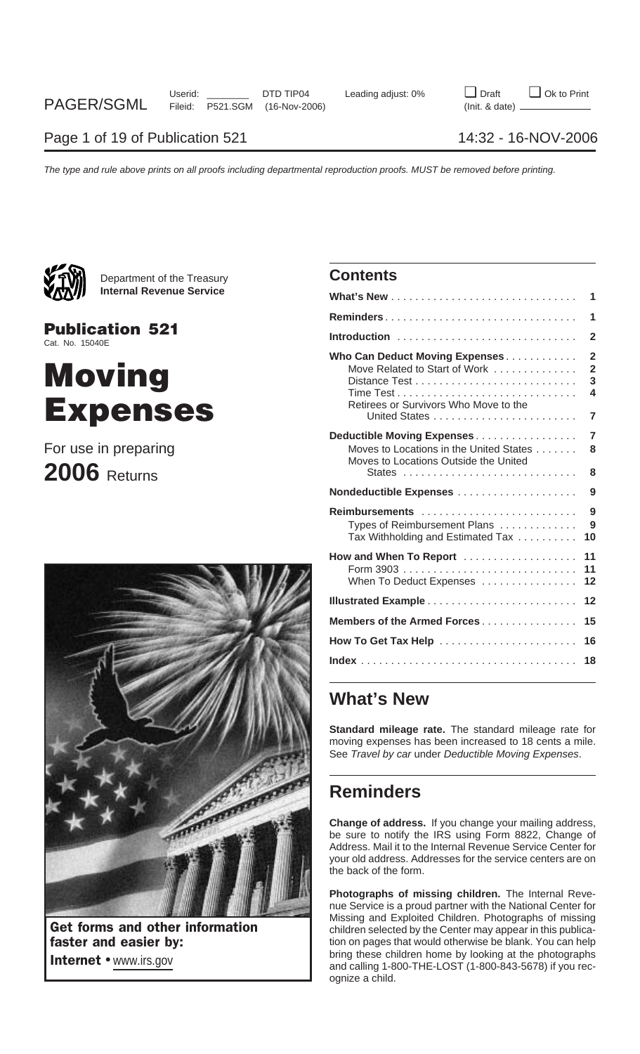Department of the Treasury
**Internal Revenue Service**

# Publication 521

Cat. No. 15040E

# Moving Expenses

For use in preparing

**2006** Returns

**Get forms and other information faster and easier by:**

**Internet** • www.irs.gov

## Contents

| | |
|---|---|
| **What's New** | 1 |
| **Reminders** | 1 |
| **Introduction** | 2 |
| **Who Can Deduct Moving Expenses** | 2 |
| Move Related to Start of Work | 2 |
| Distance Test | 3 |
| Time Test | 4 |
| Retirees or Survivors Who Move to the United States | 7 |
| **Deductible Moving Expenses** | 7 |
| Moves to Locations in the United States | 8 |
| Moves to Locations Outside the United States | 8 |
| **Nondeductible Expenses** | 9 |
| **Reimbursements** | 9 |
| Types of Reimbursement Plans | 9 |
| Tax Withholding and Estimated Tax | 10 |
| **How and When To Report** | 11 |
| Form 3903 | 11 |
| When To Deduct Expenses | 12 |
| **Illustrated Example** | 12 |
| **Members of the Armed Forces** | 15 |
| **How To Get Tax Help** | 16 |
| **Index** | 18 |

## What's New

**Standard mileage rate.** The standard mileage rate for moving expenses has been increased to 18 cents a mile. See *Travel by car* under *Deductible Moving Expenses*.

## Reminders

**Change of address.** If you change your mailing address, be sure to notify the IRS using Form 8822, Change of Address. Mail it to the Internal Revenue Service Center for your old address. Addresses for the service centers are on the back of the form.

**Photographs of missing children.** The Internal Revenue Service is a proud partner with the National Center for Missing and Exploited Children. Photographs of missing children selected by the Center may appear in this publication on pages that would otherwise be blank. You can help bring these children home by looking at the photographs and calling 1-800-THE-LOST (1-800-843-5678) if you recognize a child.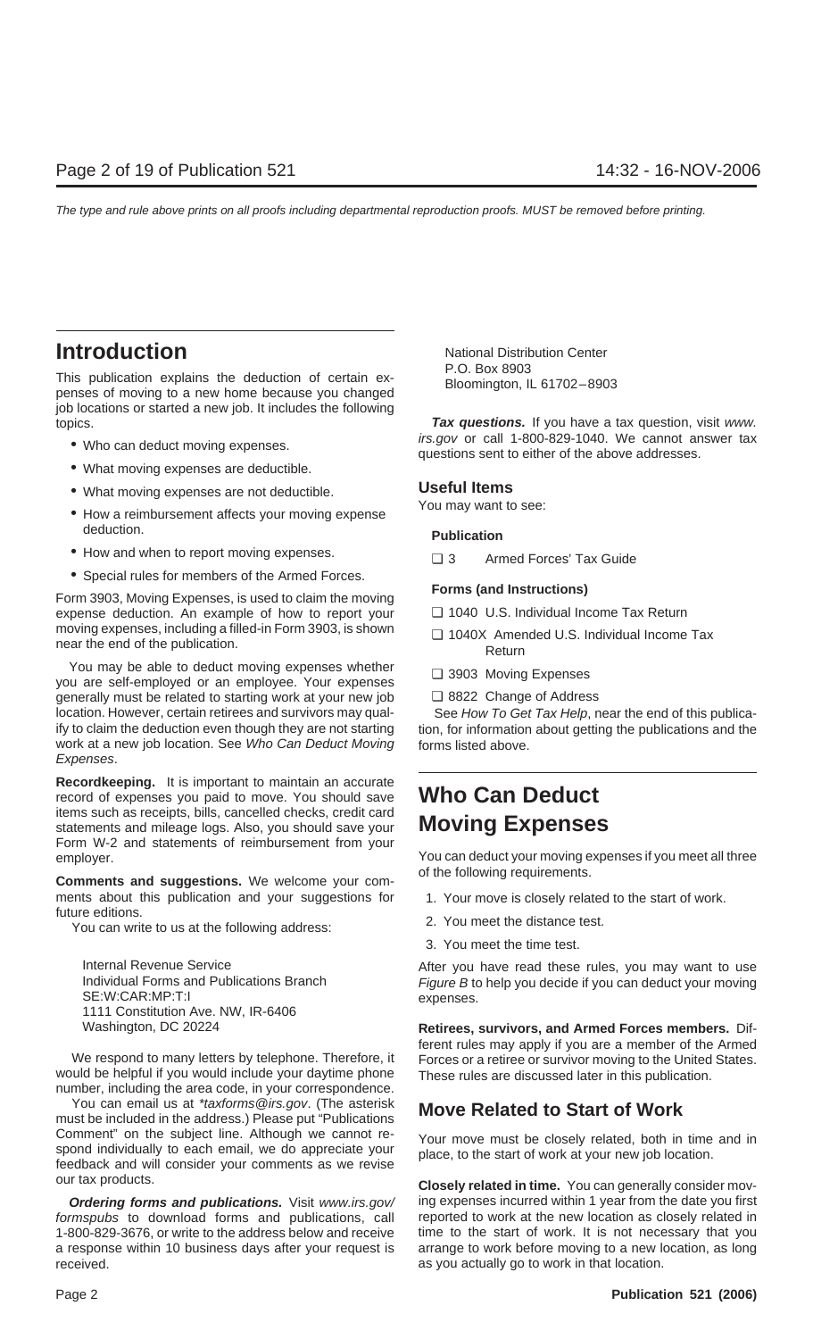## Introduction

This publication explains the deduction of certain expenses of moving to a new home because you changed job locations or started a new job. It includes the following topics.

- Who can deduct moving expenses.
- What moving expenses are deductible.
- What moving expenses are not deductible.
- How a reimbursement affects your moving expense deduction.
- How and when to report moving expenses.
- Special rules for members of the Armed Forces.

Form 3903, Moving Expenses, is used to claim the moving expense deduction. An example of how to report your moving expenses, including a filled-in Form 3903, is shown near the end of the publication.

You may be able to deduct moving expenses whether you are self-employed or an employee. Your expenses generally must be related to starting work at your new job location. However, certain retirees and survivors may qualify to claim the deduction even though they are not starting work at a new job location. See *Who Can Deduct Moving Expenses*.

**Recordkeeping.** It is important to maintain an accurate record of expenses you paid to move. You should save items such as receipts, bills, cancelled checks, credit card statements and mileage logs. Also, you should save your Form W-2 and statements of reimbursement from your employer.

**Comments and suggestions.** We welcome your comments about this publication and your suggestions for future editions.

You can write to us at the following address:

Internal Revenue Service
Individual Forms and Publications Branch
SE:W:CAR:MP:T:I
1111 Constitution Ave. NW, IR-6406
Washington, DC 20224

We respond to many letters by telephone. Therefore, it would be helpful if you would include your daytime phone number, including the area code, in your correspondence.

You can email us at *\*taxforms@irs.gov*. (The asterisk must be included in the address.) Please put "Publications Comment" on the subject line. Although we cannot respond individually to each email, we do appreciate your feedback and will consider your comments as we revise our tax products.

***Ordering forms and publications.*** Visit *www.irs.gov/formspubs* to download forms and publications, call 1-800-829-3676, or write to the address below and receive a response within 10 business days after your request is received.

National Distribution Center
P.O. Box 8903
Bloomington, IL 61702–8903

***Tax questions.*** If you have a tax question, visit *www.irs.gov* or call 1-800-829-1040. We cannot answer tax questions sent to either of the above addresses.

### Useful Items

You may want to see:

**Publication**

- ❑ 3 Armed Forces' Tax Guide

**Forms (and Instructions)**

- ❑ 1040 U.S. Individual Income Tax Return
- ❑ 1040X Amended U.S. Individual Income Tax Return
- ❑ 3903 Moving Expenses
- ❑ 8822 Change of Address

See *How To Get Tax Help*, near the end of this publication, for information about getting the publications and the forms listed above.

## Who Can Deduct Moving Expenses

You can deduct your moving expenses if you meet all three of the following requirements.

1. Your move is closely related to the start of work.
2. You meet the distance test.
3. You meet the time test.

After you have read these rules, you may want to use *Figure B* to help you decide if you can deduct your moving expenses.

**Retirees, survivors, and Armed Forces members.** Different rules may apply if you are a member of the Armed Forces or a retiree or survivor moving to the United States. These rules are discussed later in this publication.

### Move Related to Start of Work

Your move must be closely related, both in time and in place, to the start of work at your new job location.

**Closely related in time.** You can generally consider moving expenses incurred within 1 year from the date you first reported to work at the new location as closely related in time to the start of work. It is not necessary that you arrange to work before moving to a new location, as long as you actually go to work in that location.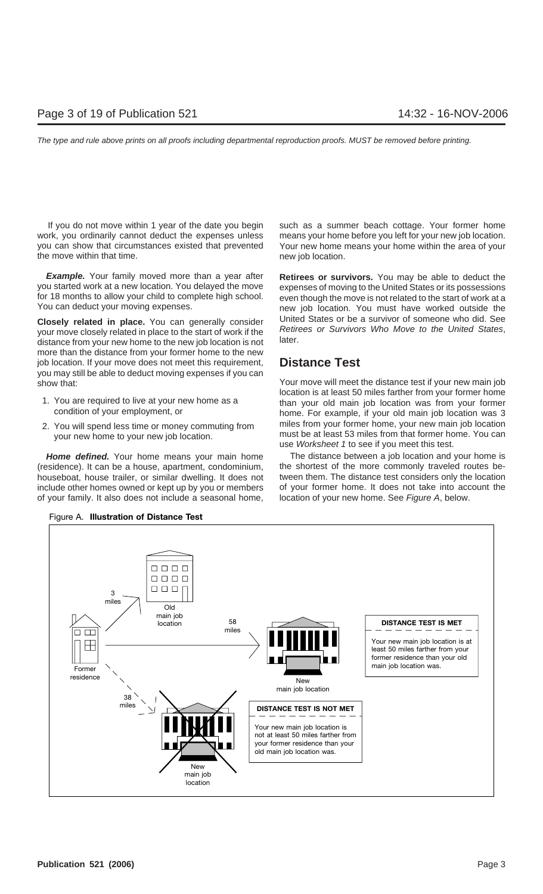If you do not move within 1 year of the date you begin work, you ordinarily cannot deduct the expenses unless you can show that circumstances existed that prevented the move within that time.

***Example.*** Your family moved more than a year after you started work at a new location. You delayed the move for 18 months to allow your child to complete high school. You can deduct your moving expenses.

**Closely related in place.** You can generally consider your move closely related in place to the start of work if the distance from your new home to the new job location is not more than the distance from your former home to the new job location. If your move does not meet this requirement, you may still be able to deduct moving expenses if you can show that:

1. You are required to live at your new home as a condition of your employment, or
2. You will spend less time or money commuting from your new home to your new job location.

***Home defined.*** Your home means your main home (residence). It can be a house, apartment, condominium, houseboat, house trailer, or similar dwelling. It does not include other homes owned or kept up by you or members of your family. It also does not include a seasonal home, such as a summer beach cottage. Your former home means your home before you left for your new job location. Your new home means your home within the area of your new job location.

**Retirees or survivors.** You may be able to deduct the expenses of moving to the United States or its possessions even though the move is not related to the start of work at a new job location. You must have worked outside the United States or be a survivor of someone who did. See *Retirees or Survivors Who Move to the United States*, later.

## Distance Test

Your move will meet the distance test if your new main job location is at least 50 miles farther from your former home than your old main job location was from your former home. For example, if your old main job location was 3 miles from your former home, your new main job location must be at least 53 miles from that former home. You can use *Worksheet 1* to see if you meet this test.

The distance between a job location and your home is the shortest of the more commonly traveled routes between them. The distance test considers only the location of your former home. It does not take into account the location of your new home. See *Figure A*, below.

Figure A. **Illustration of Distance Test**

Former residence — 3 miles — Old main job location

Former residence — 58 miles — New main job location

**DISTANCE TEST IS MET**

Your new main job location is at least 50 miles farther from your former residence than your old main job location was.

Former residence — 38 miles — New main job location

**DISTANCE TEST IS NOT MET**

Your new main job location is not at least 50 miles farther from your former residence than your old main job location was.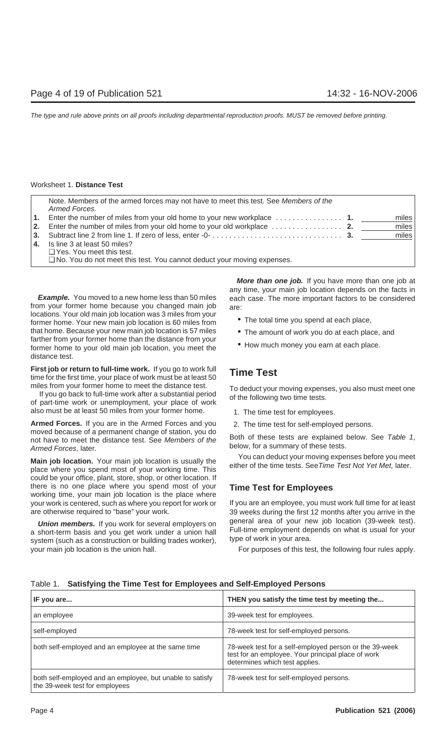Worksheet 1. **Distance Test**

| | Note. Members of the armed forces may not have to meet this test. See *Members of the Armed Forces.* | | |
|---|---|---|---|
| **1.** | Enter the number of miles from your old home to your new workplace . . . . . . . . . . . . . . . . | **1.** | miles |
| **2.** | Enter the number of miles from your old home to your old workplace . . . . . . . . . . . . . . . . | **2.** | miles |
| **3.** | Subtract line 2 from line 1. If zero of less, enter -0- . . . . . . . . . . . . . . . . . . . . . . . . . . . . . . | **3.** | miles |
| **4.** | Is line 3 at least 50 miles?<br>❑ Yes. You meet this test.<br>❑ No. You do not meet this test. You cannot deduct your moving expenses. | | |

***Example.*** You moved to a new home less than 50 miles from your former home because you changed main job locations. Your old main job location was 3 miles from your former home. Your new main job location is 60 miles from that home. Because your new main job location is 57 miles farther from your former home than the distance from your former home to your old main job location, you meet the distance test.

**First job or return to full-time work.** If you go to work full time for the first time, your place of work must be at least 50 miles from your former home to meet the distance test.

If you go back to full-time work after a substantial period of part-time work or unemployment, your place of work also must be at least 50 miles from your former home.

**Armed Forces.** If you are in the Armed Forces and you moved because of a permanent change of station, you do not have to meet the distance test. See *Members of the Armed Forces*, later.

**Main job location.** Your main job location is usually the place where you spend most of your working time. This could be your office, plant, store, shop, or other location. If there is no one place where you spend most of your working time, your main job location is the place where your work is centered, such as where you report for work or are otherwise required to "base" your work.

***Union members.*** If you work for several employers on a short-term basis and you get work under a union hall system (such as a construction or building trades worker), your main job location is the union hall.

***More than one job.*** If you have more than one job at any time, your main job location depends on the facts in each case. The more important factors to be considered are:

- The total time you spend at each place,
- The amount of work you do at each place, and
- How much money you earn at each place.

## Time Test

To deduct your moving expenses, you also must meet one of the following two time tests.

1. The time test for employees.
2. The time test for self-employed persons.

Both of these tests are explained below. See *Table 1*, below, for a summary of these tests.

You can deduct your moving expenses before you meet either of the time tests. See *Time Test Not Yet Met,* later.

### Time Test for Employees

If you are an employee, you must work full time for at least 39 weeks during the first 12 months after you arrive in the general area of your new job location (39-week test). Full-time employment depends on what is usual for your type of work in your area.

For purposes of this test, the following four rules apply.

Table 1. **Satisfying the Time Test for Employees and Self-Employed Persons**

| IF you are... | THEN you satisfy the time test by meeting the... |
|---|---|
| an employee | 39-week test for employees. |
| self-employed | 78-week test for self-employed persons. |
| both self-employed and an employee at the same time | 78-week test for a self-employed person or the 39-week test for an employee. Your principal place of work determines which test applies. |
| both self-employed and an employee, but unable to satisfy the 39-week test for employees | 78-week test for self-employed persons. |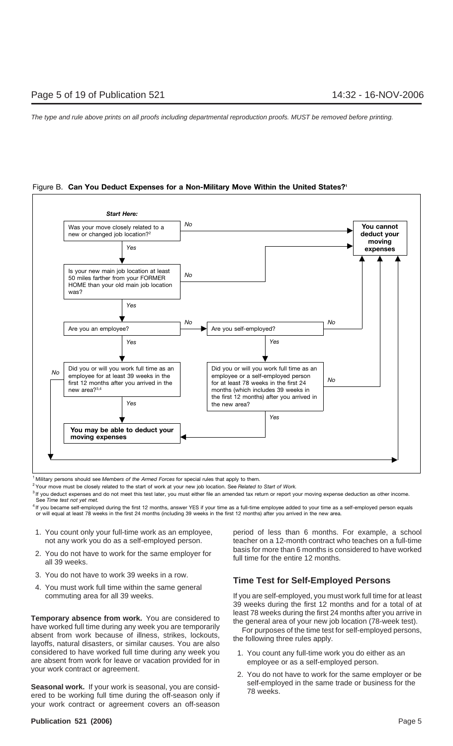Figure B. **Can You Deduct Expenses for a Non-Military Move Within the United States?**[1]

***Start Here:***

- Was your move closely related to a new or changed job location?[2]
  - *No* → **You cannot deduct your moving expenses**
  - *Yes* → Is your new main job location at least 50 miles farther from your FORMER HOME than your old main job location was?
    - *No* → **You cannot deduct your moving expenses**
    - *Yes* → Are you an employee?
      - *Yes* → Did you or will you work full time as an employee for at least 39 weeks in the first 12 months after you arrived in the new area?[3,4]
        - *Yes* → **You may be able to deduct your moving expenses**
        - *No* → **You cannot deduct your moving expenses**
      - *No* → Are you self-employed?
        - *No* → **You cannot deduct your moving expenses**
        - *Yes* → Did you or will you work full time as an employee or a self-employed person for at least 78 weeks in the first 24 months (which includes 39 weeks in the first 12 months) after you arrived in the new area?
          - *Yes* → **You may be able to deduct your moving expenses**
          - *No* → **You cannot deduct your moving expenses**

[1] Military persons should see *Members of the Armed Forces* for special rules that apply to them.

[2] Your move must be closely related to the start of work at your new job location. See *Related to Start of Work.*

[3] If you deduct expenses and do not meet this test later, you must either file an amended tax return or report your moving expense deduction as other income. See *Time test not yet met.*

[4] If you became self-employed during the first 12 months, answer YES if your time as a full-time employee added to your time as a self-employed person equals or will equal at least 78 weeks in the first 24 months (including 39 weeks in the first 12 months) after you arrived in the new area.

1. You count only your full-time work as an employee, not any work you do as a self-employed person.
2. You do not have to work for the same employer for all 39 weeks.
3. You do not have to work 39 weeks in a row.
4. You must work full time within the same general commuting area for all 39 weeks.

**Temporary absence from work.** You are considered to have worked full time during any week you are temporarily absent from work because of illness, strikes, lockouts, layoffs, natural disasters, or similar causes. You are also considered to have worked full time during any week you are absent from work for leave or vacation provided for in your work contract or agreement.

**Seasonal work.** If your work is seasonal, you are considered to be working full time during the off-season only if your work contract or agreement covers an off-season period of less than 6 months. For example, a school teacher on a 12-month contract who teaches on a full-time basis for more than 6 months is considered to have worked full time for the entire 12 months.

## Time Test for Self-Employed Persons

If you are self-employed, you must work full time for at least 39 weeks during the first 12 months and for a total of at least 78 weeks during the first 24 months after you arrive in the general area of your new job location (78-week test).

For purposes of the time test for self-employed persons, the following three rules apply.

1. You count any full-time work you do either as an employee or as a self-employed person.
2. You do not have to work for the same employer or be self-employed in the same trade or business for the 78 weeks.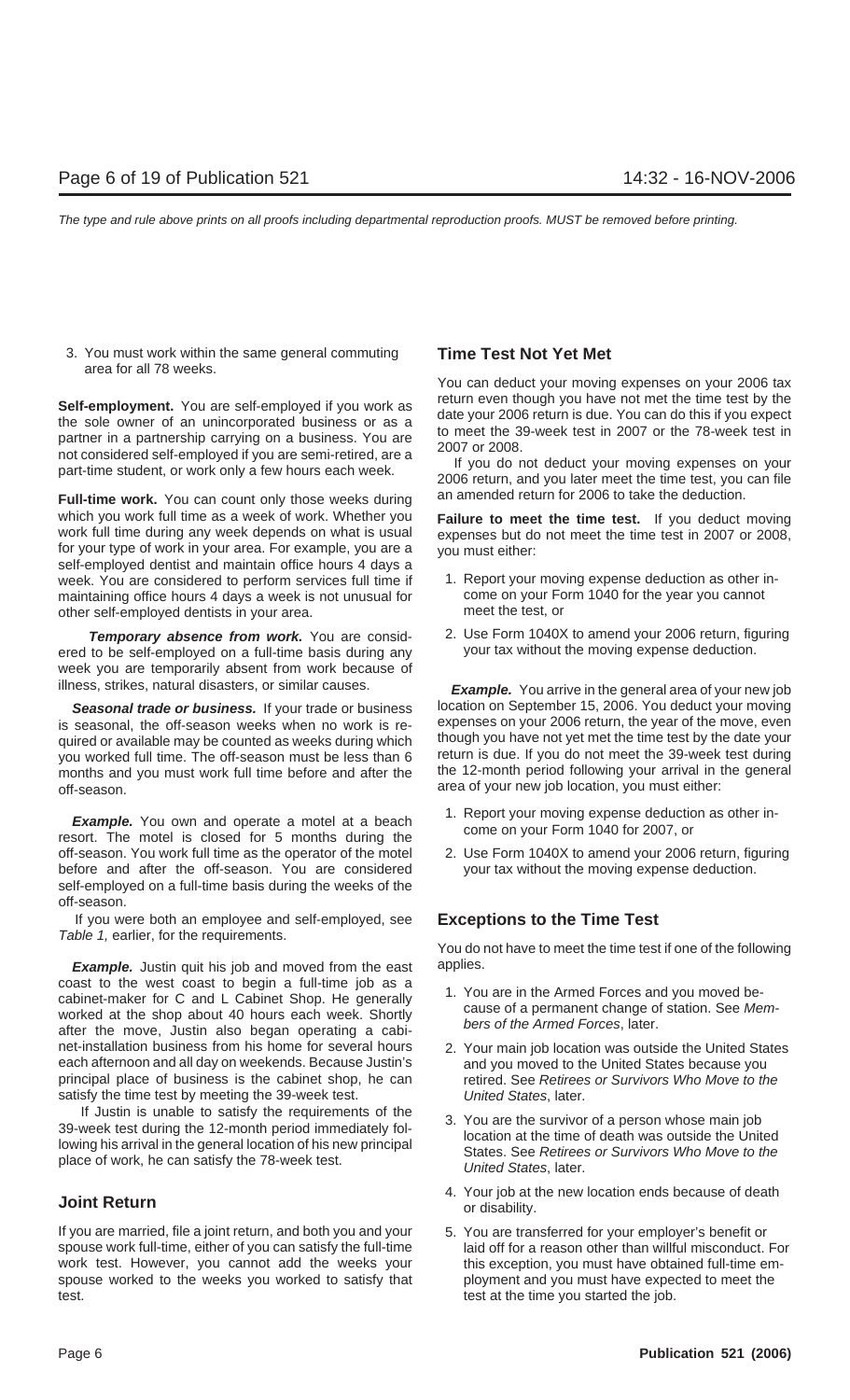3. You must work within the same general commuting area for all 78 weeks.

**Self-employment.** You are self-employed if you work as the sole owner of an unincorporated business or as a partner in a partnership carrying on a business. You are not considered self-employed if you are semi-retired, are a part-time student, or work only a few hours each week.

**Full-time work.** You can count only those weeks during which you work full time as a week of work. Whether you work full time during any week depends on what is usual for your type of work in your area. For example, you are a self-employed dentist and maintain office hours 4 days a week. You are considered to perform services full time if maintaining office hours 4 days a week is not unusual for other self-employed dentists in your area.

***Temporary absence from work.*** You are considered to be self-employed on a full-time basis during any week you are temporarily absent from work because of illness, strikes, natural disasters, or similar causes.

***Seasonal trade or business.*** If your trade or business is seasonal, the off-season weeks when no work is required or available may be counted as weeks during which you worked full time. The off-season must be less than 6 months and you must work full time before and after the off-season.

***Example.*** You own and operate a motel at a beach resort. The motel is closed for 5 months during the off-season. You work full time as the operator of the motel before and after the off-season. You are considered self-employed on a full-time basis during the weeks of the off-season.

If you were both an employee and self-employed, see *Table 1,* earlier, for the requirements.

***Example.*** Justin quit his job and moved from the east coast to the west coast to begin a full-time job as a cabinet-maker for C and L Cabinet Shop. He generally worked at the shop about 40 hours each week. Shortly after the move, Justin also began operating a cabinet-installation business from his home for several hours each afternoon and all day on weekends. Because Justin's principal place of business is the cabinet shop, he can satisfy the time test by meeting the 39-week test.

If Justin is unable to satisfy the requirements of the 39-week test during the 12-month period immediately following his arrival in the general location of his new principal place of work, he can satisfy the 78-week test.

## Joint Return

If you are married, file a joint return, and both you and your spouse work full-time, either of you can satisfy the full-time work test. However, you cannot add the weeks your spouse worked to the weeks you worked to satisfy that test.

## Time Test Not Yet Met

You can deduct your moving expenses on your 2006 tax return even though you have not met the time test by the date your 2006 return is due. You can do this if you expect to meet the 39-week test in 2007 or the 78-week test in 2007 or 2008.

If you do not deduct your moving expenses on your 2006 return, and you later meet the time test, you can file an amended return for 2006 to take the deduction.

**Failure to meet the time test.** If you deduct moving expenses but do not meet the time test in 2007 or 2008, you must either:

1. Report your moving expense deduction as other income on your Form 1040 for the year you cannot meet the test, or
2. Use Form 1040X to amend your 2006 return, figuring your tax without the moving expense deduction.

***Example.*** You arrive in the general area of your new job location on September 15, 2006. You deduct your moving expenses on your 2006 return, the year of the move, even though you have not yet met the time test by the date your return is due. If you do not meet the 39-week test during the 12-month period following your arrival in the general area of your new job location, you must either:

1. Report your moving expense deduction as other income on your Form 1040 for 2007, or
2. Use Form 1040X to amend your 2006 return, figuring your tax without the moving expense deduction.

## Exceptions to the Time Test

You do not have to meet the time test if one of the following applies.

1. You are in the Armed Forces and you moved because of a permanent change of station. See *Members of the Armed Forces*, later.
2. Your main job location was outside the United States and you moved to the United States because you retired. See *Retirees or Survivors Who Move to the United States*, later.
3. You are the survivor of a person whose main job location at the time of death was outside the United States. See *Retirees or Survivors Who Move to the United States*, later.
4. Your job at the new location ends because of death or disability.
5. You are transferred for your employer's benefit or laid off for a reason other than willful misconduct. For this exception, you must have obtained full-time employment and you must have expected to meet the test at the time you started the job.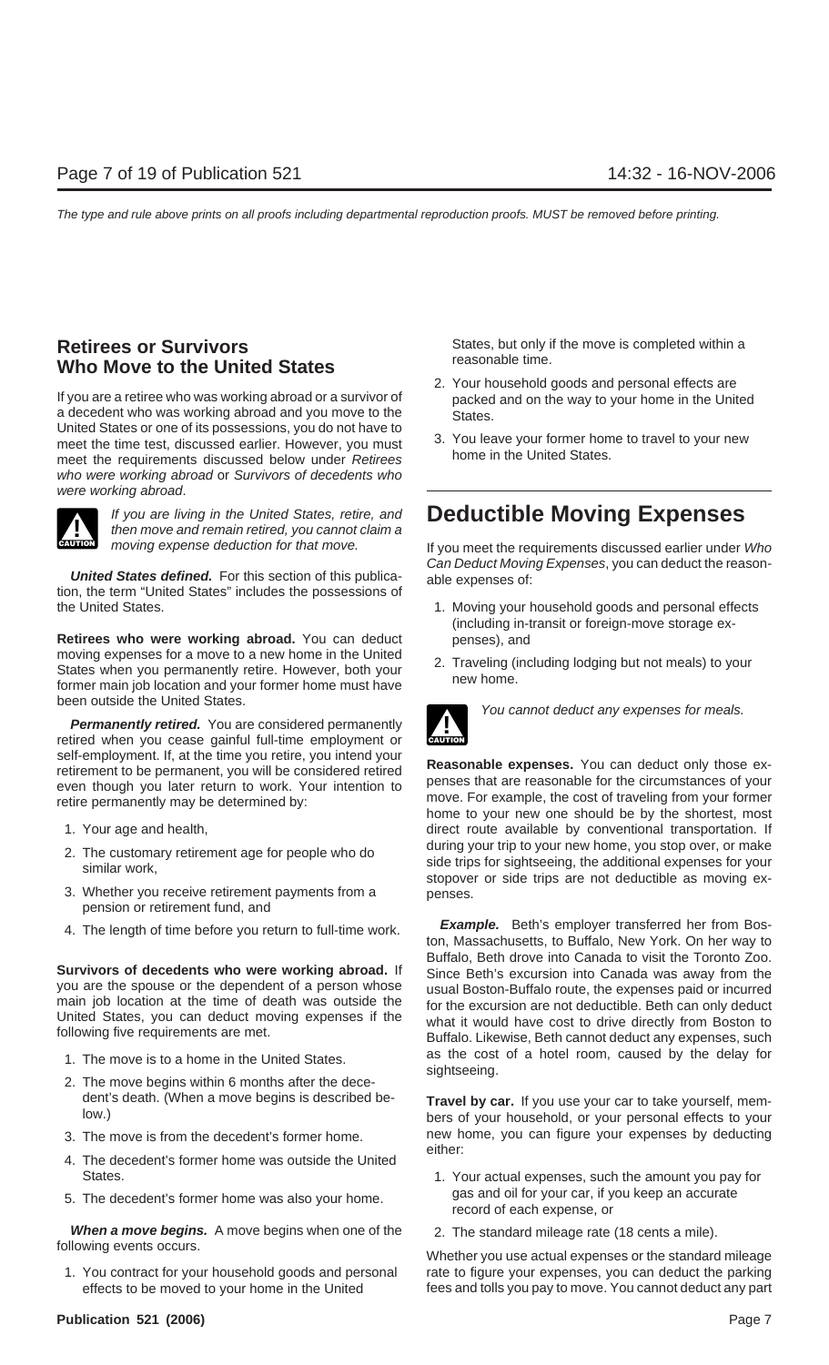## Retirees or Survivors Who Move to the United States

If you are a retiree who was working abroad or a survivor of a decedent who was working abroad and you move to the United States or one of its possessions, you do not have to meet the time test, discussed earlier. However, you must meet the requirements discussed below under *Retirees who were working abroad* or *Survivors of decedents who were working abroad*.

**CAUTION** *If you are living in the United States, retire, and then move and remain retired, you cannot claim a moving expense deduction for that move.*

***United States defined.*** For this section of this publication, the term "United States" includes the possessions of the United States.

**Retirees who were working abroad.** You can deduct moving expenses for a move to a new home in the United States when you permanently retire. However, both your former main job location and your former home must have been outside the United States.

***Permanently retired.*** You are considered permanently retired when you cease gainful full-time employment or self-employment. If, at the time you retire, you intend your retirement to be permanent, you will be considered retired even though you later return to work. Your intention to retire permanently may be determined by:

1. Your age and health,
2. The customary retirement age for people who do similar work,
3. Whether you receive retirement payments from a pension or retirement fund, and
4. The length of time before you return to full-time work.

**Survivors of decedents who were working abroad.** If you are the spouse or the dependent of a person whose main job location at the time of death was outside the United States, you can deduct moving expenses if the following five requirements are met.

1. The move is to a home in the United States.
2. The move begins within 6 months after the decedent's death. (When a move begins is described below.)
3. The move is from the decedent's former home.
4. The decedent's former home was outside the United States.
5. The decedent's former home was also your home.

***When a move begins.*** A move begins when one of the following events occurs.

1. You contract for your household goods and personal effects to be moved to your home in the United States, but only if the move is completed within a reasonable time.
2. Your household goods and personal effects are packed and on the way to your home in the United States.
3. You leave your former home to travel to your new home in the United States.

# Deductible Moving Expenses

If you meet the requirements discussed earlier under *Who Can Deduct Moving Expenses*, you can deduct the reasonable expenses of:

1. Moving your household goods and personal effects (including in-transit or foreign-move storage expenses), and
2. Traveling (including lodging but not meals) to your new home.

**CAUTION** *You cannot deduct any expenses for meals.*

**Reasonable expenses.** You can deduct only those expenses that are reasonable for the circumstances of your move. For example, the cost of traveling from your former home to your new one should be by the shortest, most direct route available by conventional transportation. If during your trip to your new home, you stop over, or make side trips for sightseeing, the additional expenses for your stopover or side trips are not deductible as moving expenses.

***Example.*** Beth's employer transferred her from Boston, Massachusetts, to Buffalo, New York. On her way to Buffalo, Beth drove into Canada to visit the Toronto Zoo. Since Beth's excursion into Canada was away from the usual Boston-Buffalo route, the expenses paid or incurred for the excursion are not deductible. Beth can only deduct what it would have cost to drive directly from Boston to Buffalo. Likewise, Beth cannot deduct any expenses, such as the cost of a hotel room, caused by the delay for sightseeing.

**Travel by car.** If you use your car to take yourself, members of your household, or your personal effects to your new home, you can figure your expenses by deducting either:

1. Your actual expenses, such the amount you pay for gas and oil for your car, if you keep an accurate record of each expense, or
2. The standard mileage rate (18 cents a mile).

Whether you use actual expenses or the standard mileage rate to figure your expenses, you can deduct the parking fees and tolls you pay to move. You cannot deduct any part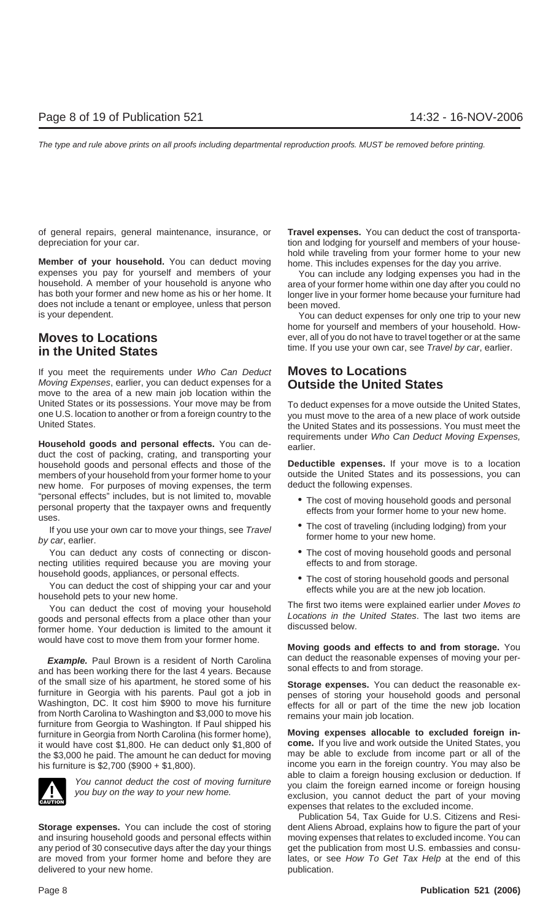of general repairs, general maintenance, insurance, or depreciation for your car.

**Member of your household.** You can deduct moving expenses you pay for yourself and members of your household. A member of your household is anyone who has both your former and new home as his or her home. It does not include a tenant or employee, unless that person is your dependent.

## Moves to Locations in the United States

If you meet the requirements under *Who Can Deduct Moving Expenses*, earlier, you can deduct expenses for a move to the area of a new main job location within the United States or its possessions. Your move may be from one U.S. location to another or from a foreign country to the United States.

**Household goods and personal effects.** You can deduct the cost of packing, crating, and transporting your household goods and personal effects and those of the members of your household from your former home to your new home. For purposes of moving expenses, the term "personal effects" includes, but is not limited to, movable personal property that the taxpayer owns and frequently uses.

If you use your own car to move your things, see *Travel by car*, earlier.

You can deduct any costs of connecting or disconnecting utilities required because you are moving your household goods, appliances, or personal effects.

You can deduct the cost of shipping your car and your household pets to your new home.

You can deduct the cost of moving your household goods and personal effects from a place other than your former home. Your deduction is limited to the amount it would have cost to move them from your former home.

***Example.*** Paul Brown is a resident of North Carolina and has been working there for the last 4 years. Because of the small size of his apartment, he stored some of his furniture in Georgia with his parents. Paul got a job in Washington, DC. It cost him $900 to move his furniture from North Carolina to Washington and $3,000 to move his furniture from Georgia to Washington. If Paul shipped his furniture in Georgia from North Carolina (his former home), it would have cost $1,800. He can deduct only $1,800 of the $3,000 he paid. The amount he can deduct for moving his furniture is $2,700 ($900 + $1,800).

**CAUTION:** *You cannot deduct the cost of moving furniture you buy on the way to your new home.*

**Storage expenses.** You can include the cost of storing and insuring household goods and personal effects within any period of 30 consecutive days after the day your things are moved from your former home and before they are delivered to your new home.

**Travel expenses.** You can deduct the cost of transportation and lodging for yourself and members of your household while traveling from your former home to your new home. This includes expenses for the day you arrive.

You can include any lodging expenses you had in the area of your former home within one day after you could no longer live in your former home because your furniture had been moved.

You can deduct expenses for only one trip to your new home for yourself and members of your household. However, all of you do not have to travel together or at the same time. If you use your own car, see *Travel by car*, earlier.

## Moves to Locations Outside the United States

To deduct expenses for a move outside the United States, you must move to the area of a new place of work outside the United States and its possessions. You must meet the requirements under *Who Can Deduct Moving Expenses,* earlier.

**Deductible expenses.** If your move is to a location outside the United States and its possessions, you can deduct the following expenses.

- The cost of moving household goods and personal effects from your former home to your new home.
- The cost of traveling (including lodging) from your former home to your new home.
- The cost of moving household goods and personal effects to and from storage.
- The cost of storing household goods and personal effects while you are at the new job location.

The first two items were explained earlier under *Moves to Locations in the United States*. The last two items are discussed below.

**Moving goods and effects to and from storage.** You can deduct the reasonable expenses of moving your personal effects to and from storage.

**Storage expenses.** You can deduct the reasonable expenses of storing your household goods and personal effects for all or part of the time the new job location remains your main job location.

**Moving expenses allocable to excluded foreign income.** If you live and work outside the United States, you may be able to exclude from income part or all of the income you earn in the foreign country. You may also be able to claim a foreign housing exclusion or deduction. If you claim the foreign earned income or foreign housing exclusion, you cannot deduct the part of your moving expenses that relates to the excluded income.

Publication 54, Tax Guide for U.S. Citizens and Resident Aliens Abroad, explains how to figure the part of your moving expenses that relates to excluded income. You can get the publication from most U.S. embassies and consulates, or see *How To Get Tax Help* at the end of this publication.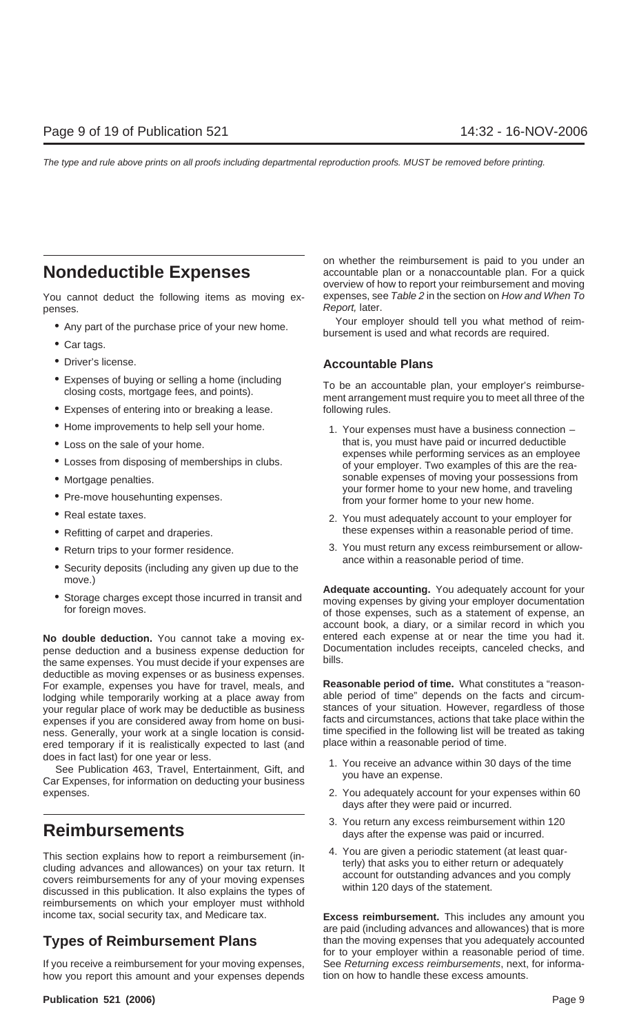## Nondeductible Expenses

You cannot deduct the following items as moving expenses.

- Any part of the purchase price of your new home.
- Car tags.
- Driver's license.
- Expenses of buying or selling a home (including closing costs, mortgage fees, and points).
- Expenses of entering into or breaking a lease.
- Home improvements to help sell your home.
- Loss on the sale of your home.
- Losses from disposing of memberships in clubs.
- Mortgage penalties.
- Pre-move househunting expenses.
- Real estate taxes.
- Refitting of carpet and draperies.
- Return trips to your former residence.
- Security deposits (including any given up due to the move.)
- Storage charges except those incurred in transit and for foreign moves.

**No double deduction.** You cannot take a moving expense deduction and a business expense deduction for the same expenses. You must decide if your expenses are deductible as moving expenses or as business expenses. For example, expenses you have for travel, meals, and lodging while temporarily working at a place away from your regular place of work may be deductible as business expenses if you are considered away from home on business. Generally, your work at a single location is considered temporary if it is realistically expected to last (and does in fact last) for one year or less.

See Publication 463, Travel, Entertainment, Gift, and Car Expenses, for information on deducting your business expenses.

## Reimbursements

This section explains how to report a reimbursement (including advances and allowances) on your tax return. It covers reimbursements for any of your moving expenses discussed in this publication. It also explains the types of reimbursements on which your employer must withhold income tax, social security tax, and Medicare tax.

## Types of Reimbursement Plans

If you receive a reimbursement for your moving expenses, how you report this amount and your expenses depends on whether the reimbursement is paid to you under an accountable plan or a nonaccountable plan. For a quick overview of how to report your reimbursement and moving expenses, see *Table 2* in the section on *How and When To Report,* later.

Your employer should tell you what method of reimbursement is used and what records are required.

### Accountable Plans

To be an accountable plan, your employer's reimbursement arrangement must require you to meet all three of the following rules.

1. Your expenses must have a business connection – that is, you must have paid or incurred deductible expenses while performing services as an employee of your employer. Two examples of this are the reasonable expenses of moving your possessions from your former home to your new home, and traveling from your former home to your new home.
2. You must adequately account to your employer for these expenses within a reasonable period of time.
3. You must return any excess reimbursement or allowance within a reasonable period of time.

**Adequate accounting.** You adequately account for your moving expenses by giving your employer documentation of those expenses, such as a statement of expense, an account book, a diary, or a similar record in which you entered each expense at or near the time you had it. Documentation includes receipts, canceled checks, and bills.

**Reasonable period of time.** What constitutes a "reasonable period of time" depends on the facts and circumstances of your situation. However, regardless of those facts and circumstances, actions that take place within the time specified in the following list will be treated as taking place within a reasonable period of time.

1. You receive an advance within 30 days of the time you have an expense.
2. You adequately account for your expenses within 60 days after they were paid or incurred.
3. You return any excess reimbursement within 120 days after the expense was paid or incurred.
4. You are given a periodic statement (at least quarterly) that asks you to either return or adequately account for outstanding advances and you comply within 120 days of the statement.

**Excess reimbursement.** This includes any amount you are paid (including advances and allowances) that is more than the moving expenses that you adequately accounted for to your employer within a reasonable period of time. See *Returning excess reimbursements*, next, for information on how to handle these excess amounts.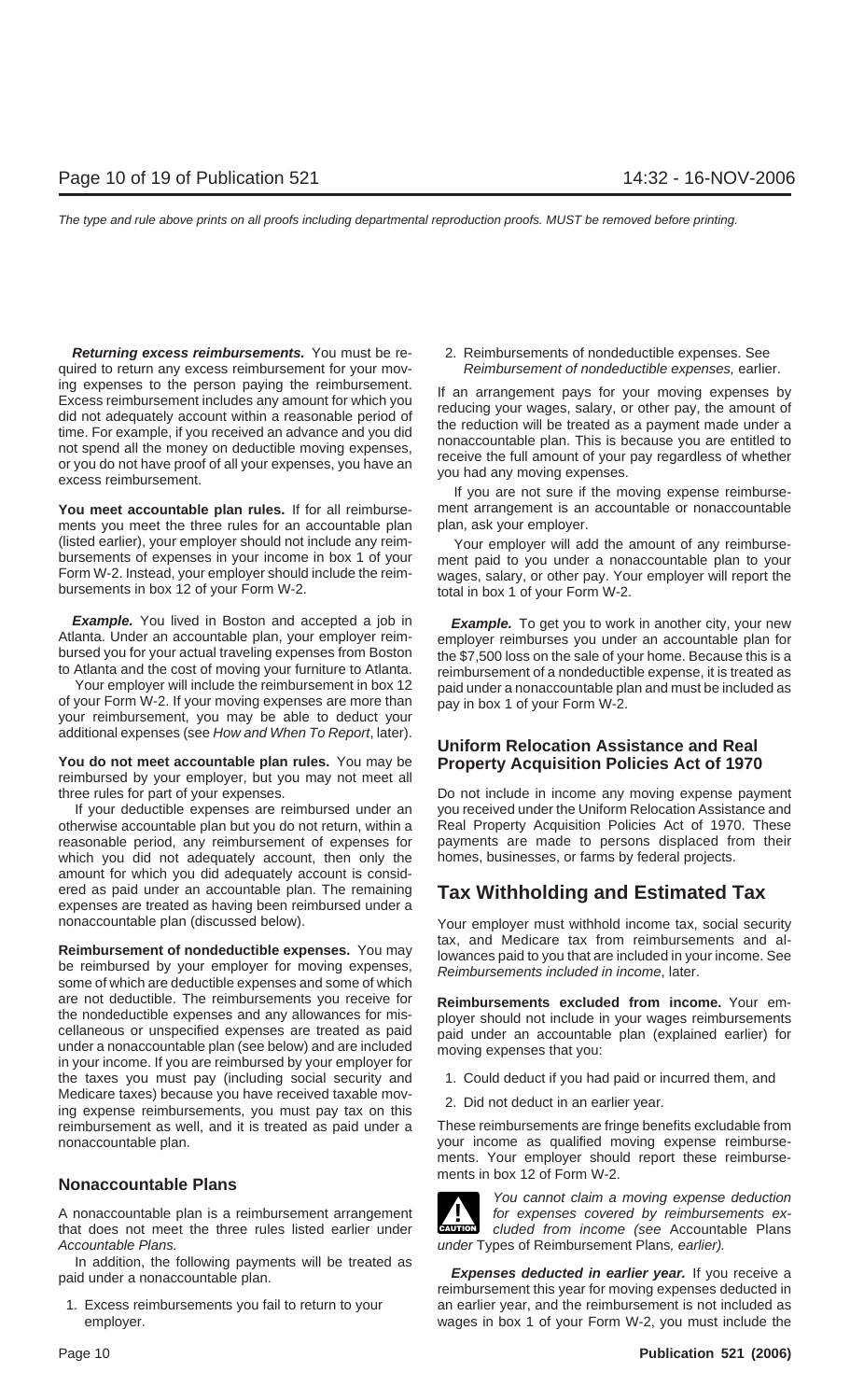**Returning excess reimbursements.** You must be required to return any excess reimbursement for your moving expenses to the person paying the reimbursement. Excess reimbursement includes any amount for which you did not adequately account within a reasonable period of time. For example, if you received an advance and you did not spend all the money on deductible moving expenses, or you do not have proof of all your expenses, you have an excess reimbursement.

**You meet accountable plan rules.** If for all reimbursements you meet the three rules for an accountable plan (listed earlier), your employer should not include any reimbursements of expenses in your income in box 1 of your Form W-2. Instead, your employer should include the reimbursements in box 12 of your Form W-2.

***Example.*** You lived in Boston and accepted a job in Atlanta. Under an accountable plan, your employer reimbursed you for your actual traveling expenses from Boston to Atlanta and the cost of moving your furniture to Atlanta.

Your employer will include the reimbursement in box 12 of your Form W-2. If your moving expenses are more than your reimbursement, you may be able to deduct your additional expenses (see *How and When To Report*, later).

**You do not meet accountable plan rules.** You may be reimbursed by your employer, but you may not meet all three rules for part of your expenses.

If your deductible expenses are reimbursed under an otherwise accountable plan but you do not return, within a reasonable period, any reimbursement of expenses for which you did not adequately account, then only the amount for which you did adequately account is considered as paid under an accountable plan. The remaining expenses are treated as having been reimbursed under a nonaccountable plan (discussed below).

**Reimbursement of nondeductible expenses.** You may be reimbursed by your employer for moving expenses, some of which are deductible expenses and some of which are not deductible. The reimbursements you receive for the nondeductible expenses and any allowances for miscellaneous or unspecified expenses are treated as paid under a nonaccountable plan (see below) and are included in your income. If you are reimbursed by your employer for the taxes you must pay (including social security and Medicare taxes) because you have received taxable moving expense reimbursements, you must pay tax on this reimbursement as well, and it is treated as paid under a nonaccountable plan.

### Nonaccountable Plans

A nonaccountable plan is a reimbursement arrangement that does not meet the three rules listed earlier under *Accountable Plans.*

In addition, the following payments will be treated as paid under a nonaccountable plan.

1. Excess reimbursements you fail to return to your employer.
2. Reimbursements of nondeductible expenses. See *Reimbursement of nondeductible expenses,* earlier.

If an arrangement pays for your moving expenses by reducing your wages, salary, or other pay, the amount of the reduction will be treated as a payment made under a nonaccountable plan. This is because you are entitled to receive the full amount of your pay regardless of whether you had any moving expenses.

If you are not sure if the moving expense reimbursement arrangement is an accountable or nonaccountable plan, ask your employer.

Your employer will add the amount of any reimbursement paid to you under a nonaccountable plan to your wages, salary, or other pay. Your employer will report the total in box 1 of your Form W-2.

***Example.*** To get you to work in another city, your new employer reimburses you under an accountable plan for the $7,500 loss on the sale of your home. Because this is a reimbursement of a nondeductible expense, it is treated as paid under a nonaccountable plan and must be included as pay in box 1 of your Form W-2.

### Uniform Relocation Assistance and Real Property Acquisition Policies Act of 1970

Do not include in income any moving expense payment you received under the Uniform Relocation Assistance and Real Property Acquisition Policies Act of 1970. These payments are made to persons displaced from their homes, businesses, or farms by federal projects.

## Tax Withholding and Estimated Tax

Your employer must withhold income tax, social security tax, and Medicare tax from reimbursements and allowances paid to you that are included in your income. See *Reimbursements included in income*, later.

**Reimbursements excluded from income.** Your employer should not include in your wages reimbursements paid under an accountable plan (explained earlier) for moving expenses that you:

1. Could deduct if you had paid or incurred them, and
2. Did not deduct in an earlier year.

These reimbursements are fringe benefits excludable from your income as qualified moving expense reimbursements. Your employer should report these reimbursements in box 12 of Form W-2.

CAUTION: *You cannot claim a moving expense deduction for expenses covered by reimbursements excluded from income (see* Accountable Plans *under* Types of Reimbursement Plans*, earlier).*

***Expenses deducted in earlier year.*** If you receive a reimbursement this year for moving expenses deducted in an earlier year, and the reimbursement is not included as wages in box 1 of your Form W-2, you must include the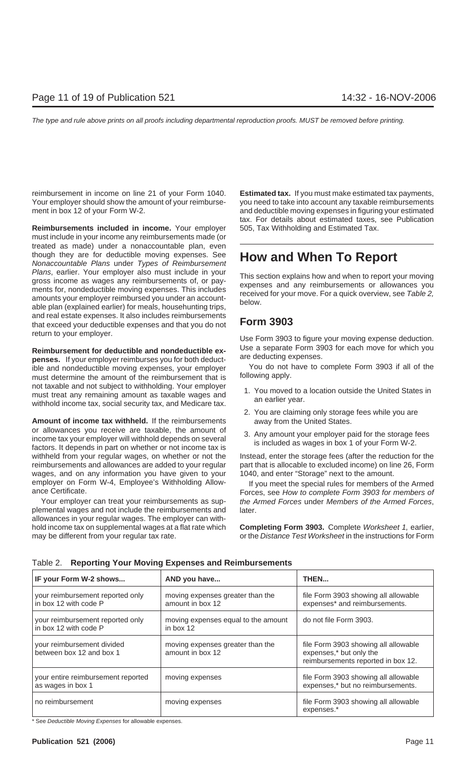reimbursement in income on line 21 of your Form 1040. Your employer should show the amount of your reimbursement in box 12 of your Form W-2.

**Reimbursements included in income.** Your employer must include in your income any reimbursements made (or treated as made) under a nonaccountable plan, even though they are for deductible moving expenses. See *Nonaccountable Plans* under *Types of Reimbursement Plans*, earlier. Your employer also must include in your gross income as wages any reimbursements of, or payments for, nondeductible moving expenses. This includes amounts your employer reimbursed you under an accountable plan (explained earlier) for meals, househunting trips, and real estate expenses. It also includes reimbursements that exceed your deductible expenses and that you do not return to your employer.

**Reimbursement for deductible and nondeductible expenses.** If your employer reimburses you for both deductible and nondeductible moving expenses, your employer must determine the amount of the reimbursement that is not taxable and not subject to withholding. Your employer must treat any remaining amount as taxable wages and withhold income tax, social security tax, and Medicare tax.

**Amount of income tax withheld.** If the reimbursements or allowances you receive are taxable, the amount of income tax your employer will withhold depends on several factors. It depends in part on whether or not income tax is withheld from your regular wages, on whether or not the reimbursements and allowances are added to your regular wages, and on any information you have given to your employer on Form W-4, Employee's Withholding Allowance Certificate.

Your employer can treat your reimbursements as supplemental wages and not include the reimbursements and allowances in your regular wages. The employer can withhold income tax on supplemental wages at a flat rate which may be different from your regular tax rate.

**Estimated tax.** If you must make estimated tax payments, you need to take into account any taxable reimbursements and deductible moving expenses in figuring your estimated tax. For details about estimated taxes, see Publication 505, Tax Withholding and Estimated Tax.

# How and When To Report

This section explains how and when to report your moving expenses and any reimbursements or allowances you received for your move. For a quick overview, see *Table 2,* below.

## Form 3903

Use Form 3903 to figure your moving expense deduction. Use a separate Form 3903 for each move for which you are deducting expenses.

You do not have to complete Form 3903 if all of the following apply.

1. You moved to a location outside the United States in an earlier year.
2. You are claiming only storage fees while you are away from the United States.
3. Any amount your employer paid for the storage fees is included as wages in box 1 of your Form W-2.

Instead, enter the storage fees (after the reduction for the part that is allocable to excluded income) on line 26, Form 1040, and enter "Storage" next to the amount.

If you meet the special rules for members of the Armed Forces, see *How to complete Form 3903 for members of the Armed Forces* under *Members of the Armed Forces*, later.

**Completing Form 3903.** Complete *Worksheet 1,* earlier, or the *Distance Test Worksheet* in the instructions for Form

Table 2. **Reporting Your Moving Expenses and Reimbursements**

| IF your Form W-2 shows... | AND you have... | THEN... |
|---|---|---|
| your reimbursement reported only in box 12 with code P | moving expenses greater than the amount in box 12 | file Form 3903 showing all allowable expenses* and reimbursements. |
| your reimbursement reported only in box 12 with code P | moving expenses equal to the amount in box 12 | do not file Form 3903. |
| your reimbursement divided between box 12 and box 1 | moving expenses greater than the amount in box 12 | file Form 3903 showing all allowable expenses,* but only the reimbursements reported in box 12. |
| your entire reimbursement reported as wages in box 1 | moving expenses | file Form 3903 showing all allowable expenses,* but no reimbursements. |
| no reimbursement | moving expenses | file Form 3903 showing all allowable expenses.* |

\* See *Deductible Moving Expenses* for allowable expenses.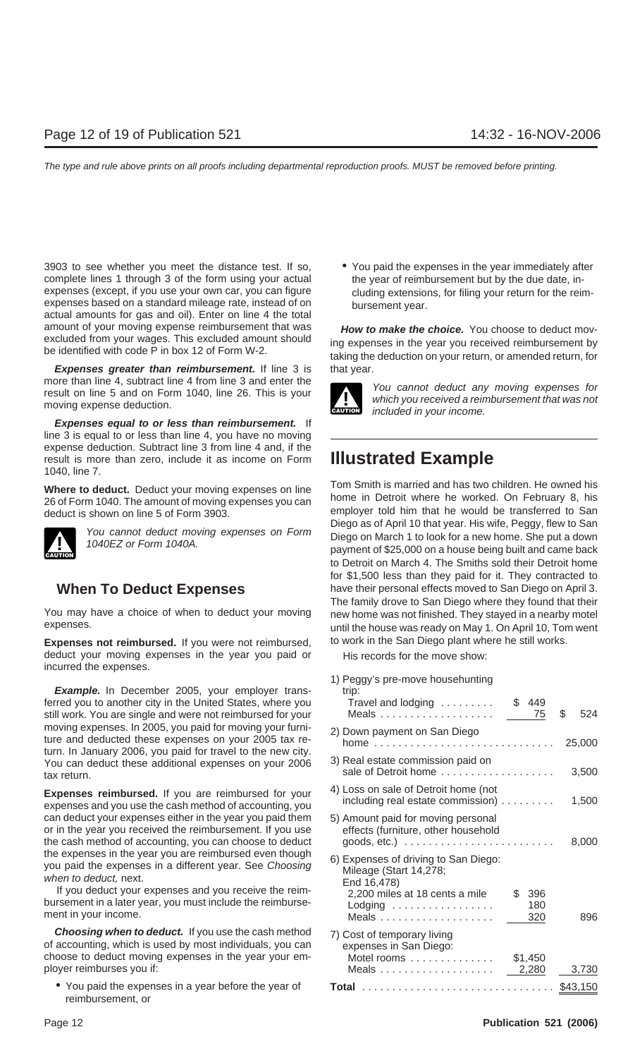3903 to see whether you meet the distance test. If so, complete lines 1 through 3 of the form using your actual expenses (except, if you use your own car, you can figure expenses based on a standard mileage rate, instead of on actual amounts for gas and oil). Enter on line 4 the total amount of your moving expense reimbursement that was excluded from your wages. This excluded amount should be identified with code P in box 12 of Form W-2.

***Expenses greater than reimbursement.*** If line 3 is more than line 4, subtract line 4 from line 3 and enter the result on line 5 and on Form 1040, line 26. This is your moving expense deduction.

***Expenses equal to or less than reimbursement.*** If line 3 is equal to or less than line 4, you have no moving expense deduction. Subtract line 3 from line 4 and, if the result is more than zero, include it as income on Form 1040, line 7.

**Where to deduct.** Deduct your moving expenses on line 26 of Form 1040. The amount of moving expenses you can deduct is shown on line 5 of Form 3903.

CAUTION: *You cannot deduct moving expenses on Form 1040EZ or Form 1040A.*

## When To Deduct Expenses

You may have a choice of when to deduct your moving expenses.

**Expenses not reimbursed.** If you were not reimbursed, deduct your moving expenses in the year you paid or incurred the expenses.

***Example.*** In December 2005, your employer transferred you to another city in the United States, where you still work. You are single and were not reimbursed for your moving expenses. In 2005, you paid for moving your furniture and deducted these expenses on your 2005 tax return. In January 2006, you paid for travel to the new city. You can deduct these additional expenses on your 2006 tax return.

**Expenses reimbursed.** If you are reimbursed for your expenses and you use the cash method of accounting, you can deduct your expenses either in the year you paid them or in the year you received the reimbursement. If you use the cash method of accounting, you can choose to deduct the expenses in the year you are reimbursed even though you paid the expenses in a different year. See *Choosing when to deduct,* next.

If you deduct your expenses and you receive the reimbursement in a later year, you must include the reimbursement in your income.

***Choosing when to deduct.*** If you use the cash method of accounting, which is used by most individuals, you can choose to deduct moving expenses in the year your employer reimburses you if:

- You paid the expenses in a year before the year of reimbursement, or
- You paid the expenses in the year immediately after the year of reimbursement but by the due date, including extensions, for filing your return for the reimbursement year.

***How to make the choice.*** You choose to deduct moving expenses in the year you received reimbursement by taking the deduction on your return, or amended return, for that year.

CAUTION: *You cannot deduct any moving expenses for which you received a reimbursement that was not included in your income.*

# Illustrated Example

Tom Smith is married and has two children. He owned his home in Detroit where he worked. On February 8, his employer told him that he would be transferred to San Diego as of April 10 that year. His wife, Peggy, flew to San Diego on March 1 to look for a new home. She put a down payment of $25,000 on a house being built and came back to Detroit on March 4. The Smiths sold their Detroit home for $1,500 less than they paid for it. They contracted to have their personal effects moved to San Diego on April 3. The family drove to San Diego where they found that their new home was not finished. They stayed in a nearby motel until the house was ready on May 1. On April 10, Tom went to work in the San Diego plant where he still works.

His records for the move show:

| | | |
|---|---|---|
| 1) Peggy's pre-move househunting trip: | | |
| Travel and lodging | $ 449 | |
| Meals | 75 | $ 524 |
| 2) Down payment on San Diego home | | 25,000 |
| 3) Real estate commission paid on sale of Detroit home | | 3,500 |
| 4) Loss on sale of Detroit home (not including real estate commission) | | 1,500 |
| 5) Amount paid for moving personal effects (furniture, other household goods, etc.) | | 8,000 |
| 6) Expenses of driving to San Diego: Mileage (Start 14,278; End 16,478) | | |
| 2,200 miles at 18 cents a mile | $ 396 | |
| Lodging | 180 | |
| Meals | 320 | 896 |
| 7) Cost of temporary living expenses in San Diego: | | |
| Motel rooms | $1,450 | |
| Meals | 2,280 | 3,730 |
| **Total** | | $43,150 |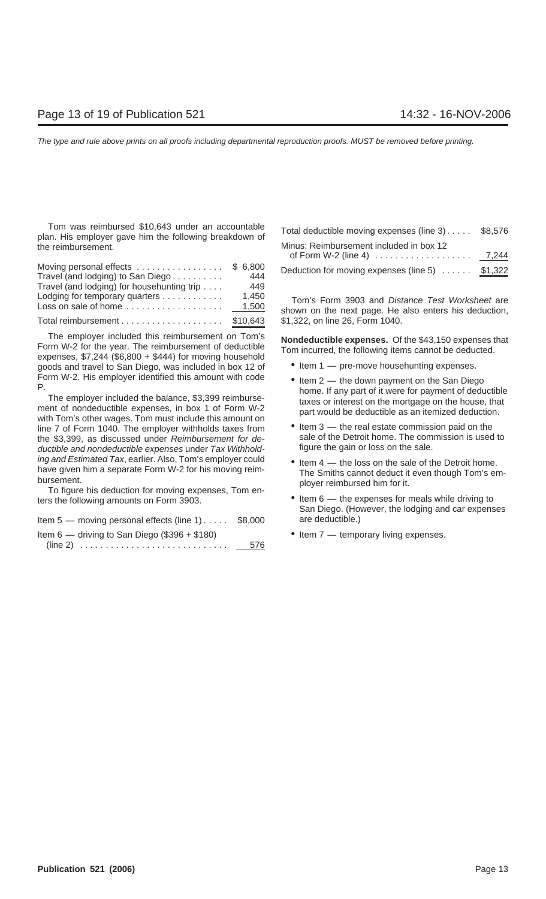Tom was reimbursed $10,643 under an accountable plan. His employer gave him the following breakdown of the reimbursement.

| | |
|---|---|
| Moving personal effects | $ 6,800 |
| Travel (and lodging) to San Diego | 444 |
| Travel (and lodging) for househunting trip | 449 |
| Lodging for temporary quarters | 1,450 |
| Loss on sale of home | 1,500 |
| Total reimbursement | $10,643 |

The employer included this reimbursement on Tom's Form W-2 for the year. The reimbursement of deductible expenses, $7,244 ($6,800 + $444) for moving household goods and travel to San Diego, was included in box 12 of Form W-2. His employer identified this amount with code P.

The employer included the balance, $3,399 reimbursement of nondeductible expenses, in box 1 of Form W-2 with Tom's other wages. Tom must include this amount on line 7 of Form 1040. The employer withholds taxes from the $3,399, as discussed under *Reimbursement for deductible and nondeductible expenses* under *Tax Withholding and Estimated Tax*, earlier. Also, Tom's employer could have given him a separate Form W-2 for his moving reimbursement.

To figure his deduction for moving expenses, Tom enters the following amounts on Form 3903.

| | |
|---|---|
| Item 5 — moving personal effects (line 1) | $8,000 |
| Item 6 — driving to San Diego ($396 + $180) (line 2) | 576 |
| Total deductible moving expenses (line 3) | $8,576 |
| Minus: Reimbursement included in box 12 of Form W-2 (line 4) | 7,244 |
| Deduction for moving expenses (line 5) | $1,322 |

Tom's Form 3903 and *Distance Test Worksheet* are shown on the next page. He also enters his deduction, $1,322, on line 26, Form 1040.

**Nondeductible expenses.** Of the $43,150 expenses that Tom incurred, the following items cannot be deducted.

- Item 1 — pre-move househunting expenses.
- Item 2 — the down payment on the San Diego home. If any part of it were for payment of deductible taxes or interest on the mortgage on the house, that part would be deductible as an itemized deduction.
- Item 3 — the real estate commission paid on the sale of the Detroit home. The commission is used to figure the gain or loss on the sale.
- Item 4 — the loss on the sale of the Detroit home. The Smiths cannot deduct it even though Tom's employer reimbursed him for it.
- Item 6 — the expenses for meals while driving to San Diego. (However, the lodging and car expenses are deductible.)
- Item 7 — temporary living expenses.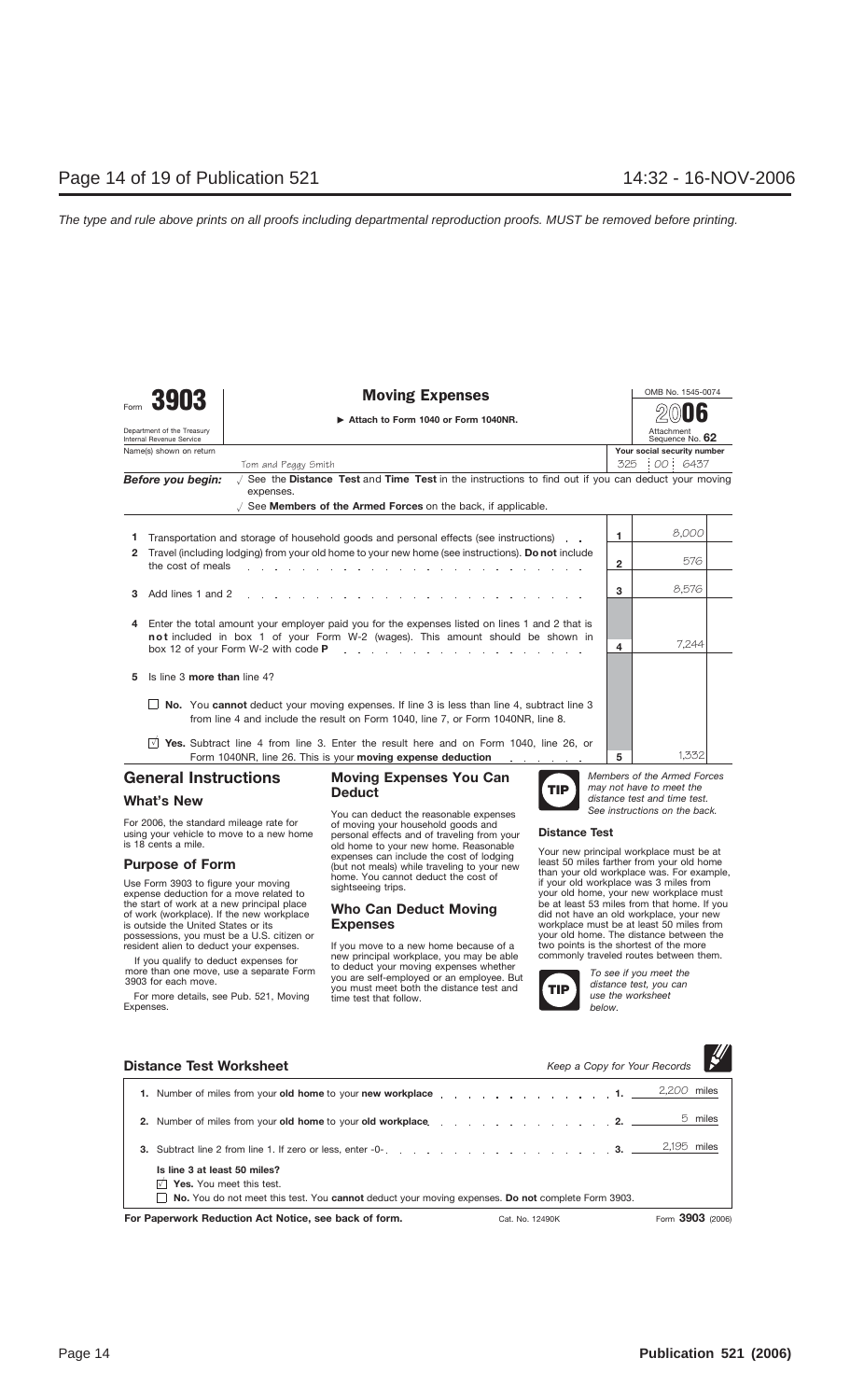The type and rule above prints on all proofs including departmental reproduction proofs. MUST be removed before printing.

# Form 3903 — Moving Expenses

Department of the Treasury
Internal Revenue Service

▶ Attach to Form 1040 or Form 1040NR.

OMB No. 1545-0074
2006
Attachment Sequence No. **62**

Name(s) shown on return: Tom and Peggy Smith

Your social security number: 325 : 00 : 6437

**Before you begin:** √ See the **Distance Test** and **Time Test** in the instructions to find out if you can deduct your moving expenses.
√ See **Members of the Armed Forces** on the back, if applicable.

| Line | Description | | Amount |
|---|---|---|---|
| 1 | Transportation and storage of household goods and personal effects (see instructions) | 1 | 8,000 |
| 2 | Travel (including lodging) from your old home to your new home (see instructions). **Do not** include the cost of meals | 2 | 576 |
| 3 | Add lines 1 and 2 | 3 | 8,576 |
| 4 | Enter the total amount your employer paid you for the expenses listed on lines 1 and 2 that is **not** included in box 1 of your Form W-2 (wages). This amount should be shown in box 12 of your Form W-2 with code **P** | 4 | 7,244 |
| 5 | Is line 3 **more than** line 4? | | |
| | ☐ **No.** You **cannot** deduct your moving expenses. If line 3 is less than line 4, subtract line 3 from line 4 and include the result on Form 1040, line 7, or Form 1040NR, line 8. | | |
| | ☑ **Yes.** Subtract line 4 from line 3. Enter the result here and on Form 1040, line 26, or Form 1040NR, line 26. This is your **moving expense deduction** | 5 | 1,332 |

## General Instructions

### What's New

For 2006, the standard mileage rate for using your vehicle to move to a new home is 18 cents a mile.

### Purpose of Form

Use Form 3903 to figure your moving expense deduction for a move related to the start of work at a new principal place of work (workplace). If the new workplace is outside the United States or its possessions, you must be a U.S. citizen or resident alien to deduct your expenses.

If you qualify to deduct expenses for more than one move, use a separate Form 3903 for each move.

For more details, see Pub. 521, Moving Expenses.

## Moving Expenses You Can Deduct

You can deduct the reasonable expenses of moving your household goods and personal effects and of traveling from your old home to your new home. Reasonable expenses can include the cost of lodging (but not meals) while traveling to your new home. You cannot deduct the cost of sightseeing trips.

## Who Can Deduct Moving Expenses

If you move to a new home because of a new principal workplace, you may be able to deduct your moving expenses whether you are self-employed or an employee. But you must meet both the distance test and time test that follow.

**TIP** *Members of the Armed Forces may not have to meet the distance test and time test. See instructions on the back.*

### Distance Test

Your new principal workplace must be at least 50 miles farther from your old home than your old workplace was. For example, if your old workplace was 3 miles from your old home, your new workplace must be at least 53 miles from that home. If you did not have an old workplace, your new workplace must be at least 50 miles from your old home. The distance between the two points is the shortest of the more commonly traveled routes between them.

**TIP** *To see if you meet the distance test, you can use the worksheet below.*

## Distance Test Worksheet

*Keep a Copy for Your Records*

| | | | |
|---|---|---|---|
| **1.** | Number of miles from your **old home** to your **new workplace** | 1. | 2,200 miles |
| **2.** | Number of miles from your **old home** to your **old workplace** | 2. | 5 miles |
| **3.** | Subtract line 2 from line 1. If zero or less, enter -0- | 3. | 2,195 miles |

**Is line 3 at least 50 miles?**

☑ **Yes.** You meet this test.

☐ **No.** You do not meet this test. You **cannot** deduct your moving expenses. **Do not** complete Form 3903.

**For Paperwork Reduction Act Notice, see back of form.** Cat. No. 12490K Form **3903** (2006)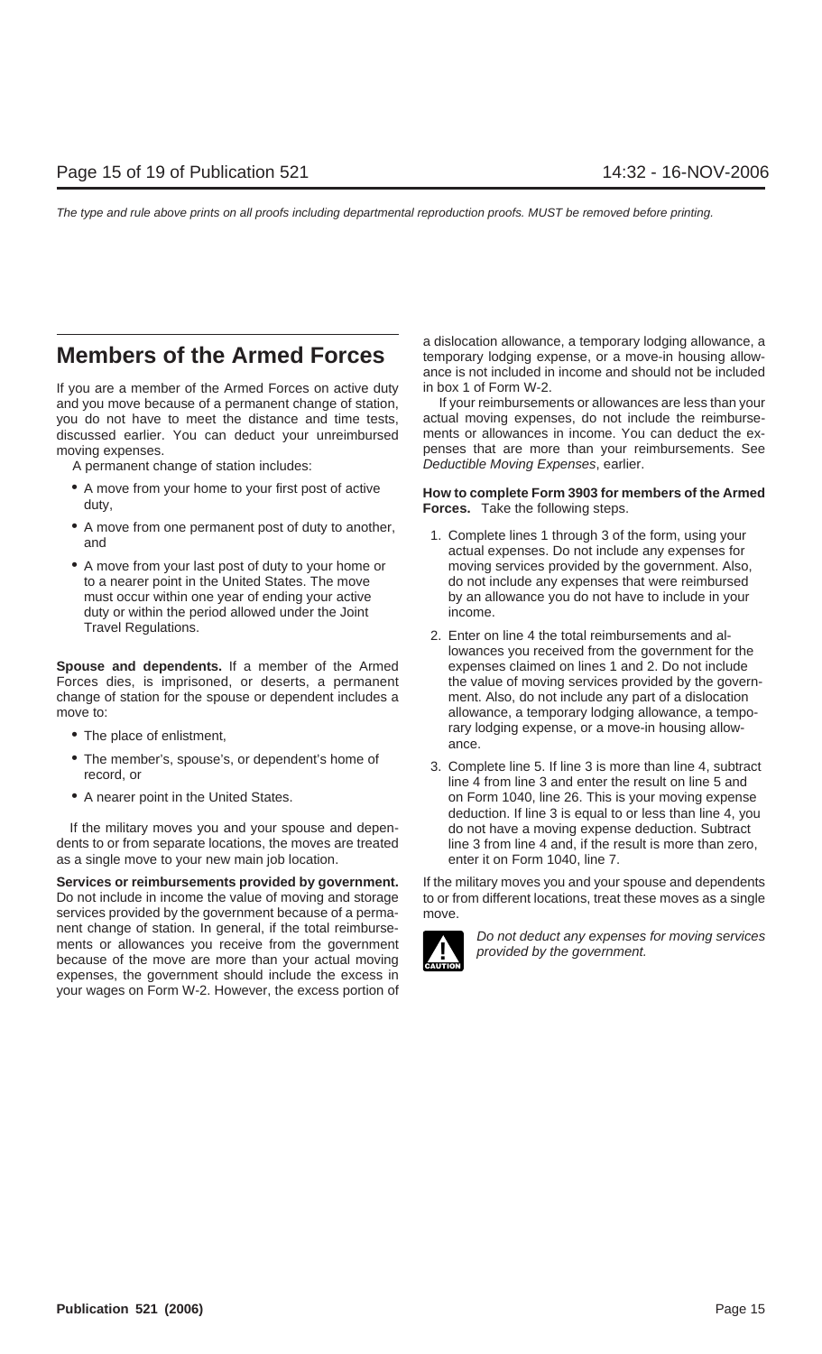## Members of the Armed Forces

If you are a member of the Armed Forces on active duty and you move because of a permanent change of station, you do not have to meet the distance and time tests, discussed earlier. You can deduct your unreimbursed moving expenses.

A permanent change of station includes:

- A move from your home to your first post of active duty,
- A move from one permanent post of duty to another, and
- A move from your last post of duty to your home or to a nearer point in the United States. The move must occur within one year of ending your active duty or within the period allowed under the Joint Travel Regulations.

**Spouse and dependents.** If a member of the Armed Forces dies, is imprisoned, or deserts, a permanent change of station for the spouse or dependent includes a move to:

- The place of enlistment,
- The member's, spouse's, or dependent's home of record, or
- A nearer point in the United States.

If the military moves you and your spouse and dependents to or from separate locations, the moves are treated as a single move to your new main job location.

**Services or reimbursements provided by government.** Do not include in income the value of moving and storage services provided by the government because of a permanent change of station. In general, if the total reimbursements or allowances you receive from the government because of the move are more than your actual moving expenses, the government should include the excess in your wages on Form W-2. However, the excess portion of a dislocation allowance, a temporary lodging allowance, a temporary lodging expense, or a move-in housing allowance is not included in income and should not be included in box 1 of Form W-2.

If your reimbursements or allowances are less than your actual moving expenses, do not include the reimbursements or allowances in income. You can deduct the expenses that are more than your reimbursements. See *Deductible Moving Expenses*, earlier.

**How to complete Form 3903 for members of the Armed Forces.** Take the following steps.

1. Complete lines 1 through 3 of the form, using your actual expenses. Do not include any expenses for moving services provided by the government. Also, do not include any expenses that were reimbursed by an allowance you do not have to include in your income.
2. Enter on line 4 the total reimbursements and allowances you received from the government for the expenses claimed on lines 1 and 2. Do not include the value of moving services provided by the government. Also, do not include any part of a dislocation allowance, a temporary lodging allowance, a temporary lodging expense, or a move-in housing allowance.
3. Complete line 5. If line 3 is more than line 4, subtract line 4 from line 3 and enter the result on line 5 and on Form 1040, line 26. This is your moving expense deduction. If line 3 is equal to or less than line 4, you do not have a moving expense deduction. Subtract line 3 from line 4 and, if the result is more than zero, enter it on Form 1040, line 7.

If the military moves you and your spouse and dependents to or from different locations, treat these moves as a single move.

**CAUTION:** *Do not deduct any expenses for moving services provided by the government.*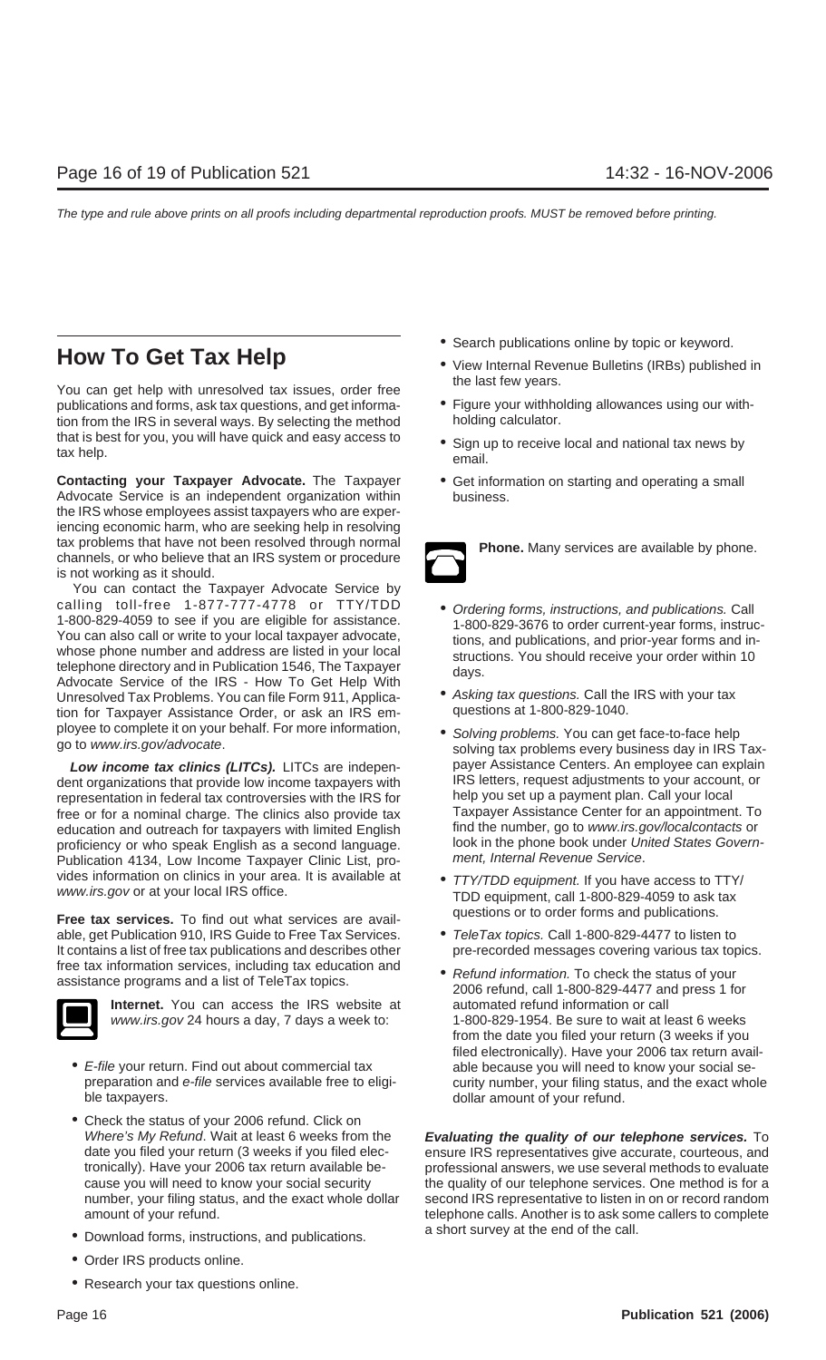## How To Get Tax Help

You can get help with unresolved tax issues, order free publications and forms, ask tax questions, and get information from the IRS in several ways. By selecting the method that is best for you, you will have quick and easy access to tax help.

**Contacting your Taxpayer Advocate.** The Taxpayer Advocate Service is an independent organization within the IRS whose employees assist taxpayers who are experiencing economic harm, who are seeking help in resolving tax problems that have not been resolved through normal channels, or who believe that an IRS system or procedure is not working as it should.

You can contact the Taxpayer Advocate Service by calling toll-free 1-877-777-4778 or TTY/TDD 1-800-829-4059 to see if you are eligible for assistance. You can also call or write to your local taxpayer advocate, whose phone number and address are listed in your local telephone directory and in Publication 1546, The Taxpayer Advocate Service of the IRS - How To Get Help With Unresolved Tax Problems. You can file Form 911, Application for Taxpayer Assistance Order, or ask an IRS employee to complete it on your behalf. For more information, go to *www.irs.gov/advocate*.

***Low income tax clinics (LITCs).*** LITCs are independent organizations that provide low income taxpayers with representation in federal tax controversies with the IRS for free or for a nominal charge. The clinics also provide tax education and outreach for taxpayers with limited English proficiency or who speak English as a second language. Publication 4134, Low Income Taxpayer Clinic List, provides information on clinics in your area. It is available at *www.irs.gov* or at your local IRS office.

**Free tax services.** To find out what services are available, get Publication 910, IRS Guide to Free Tax Services. It contains a list of free tax publications and describes other free tax information services, including tax education and assistance programs and a list of TeleTax topics.

**Internet.** You can access the IRS website at *www.irs.gov* 24 hours a day, 7 days a week to:

- *E-file* your return. Find out about commercial tax preparation and *e-file* services available free to eligible taxpayers.
- Check the status of your 2006 refund. Click on *Where's My Refund*. Wait at least 6 weeks from the date you filed your return (3 weeks if you filed electronically). Have your 2006 tax return available because you will need to know your social security number, your filing status, and the exact whole dollar amount of your refund.
- Download forms, instructions, and publications.
- Order IRS products online.
- Research your tax questions online.
- Search publications online by topic or keyword.
- View Internal Revenue Bulletins (IRBs) published in the last few years.
- Figure your withholding allowances using our withholding calculator.
- Sign up to receive local and national tax news by email.
- Get information on starting and operating a small business.

**Phone.** Many services are available by phone.

- *Ordering forms, instructions, and publications.* Call 1-800-829-3676 to order current-year forms, instructions, and publications, and prior-year forms and instructions. You should receive your order within 10 days.
- *Asking tax questions.* Call the IRS with your tax questions at 1-800-829-1040.
- *Solving problems.* You can get face-to-face help solving tax problems every business day in IRS Taxpayer Assistance Centers. An employee can explain IRS letters, request adjustments to your account, or help you set up a payment plan. Call your local Taxpayer Assistance Center for an appointment. To find the number, go to *www.irs.gov/localcontacts* or look in the phone book under *United States Government, Internal Revenue Service*.
- *TTY/TDD equipment.* If you have access to TTY/TDD equipment, call 1-800-829-4059 to ask tax questions or to order forms and publications.
- *TeleTax topics.* Call 1-800-829-4477 to listen to pre-recorded messages covering various tax topics.
- *Refund information.* To check the status of your 2006 refund, call 1-800-829-4477 and press 1 for automated refund information or call 1-800-829-1954. Be sure to wait at least 6 weeks from the date you filed your return (3 weeks if you filed electronically). Have your 2006 tax return available because you will need to know your social security number, your filing status, and the exact whole dollar amount of your refund.

***Evaluating the quality of our telephone services.*** To ensure IRS representatives give accurate, courteous, and professional answers, we use several methods to evaluate the quality of our telephone services. One method is for a second IRS representative to listen in on or record random telephone calls. Another is to ask some callers to complete a short survey at the end of the call.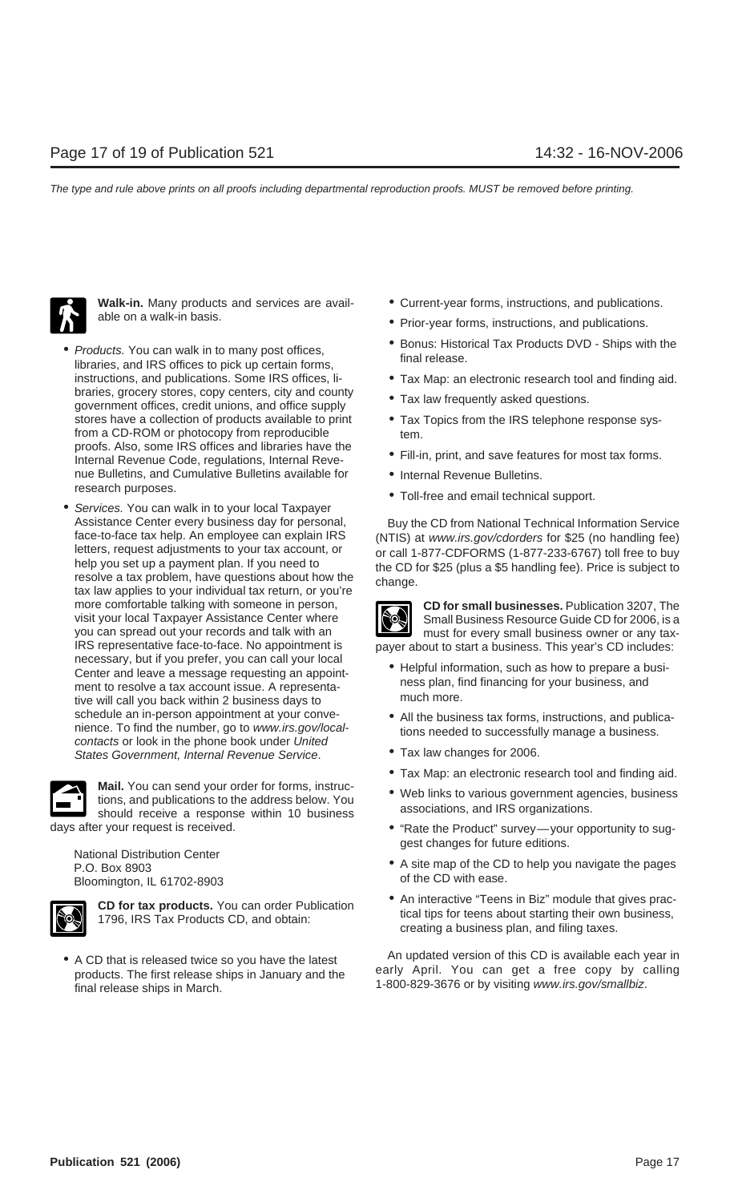**Walk-in.** Many products and services are available on a walk-in basis.

- *Products.* You can walk in to many post offices, libraries, and IRS offices to pick up certain forms, instructions, and publications. Some IRS offices, libraries, grocery stores, copy centers, city and county government offices, credit unions, and office supply stores have a collection of products available to print from a CD-ROM or photocopy from reproducible proofs. Also, some IRS offices and libraries have the Internal Revenue Code, regulations, Internal Revenue Bulletins, and Cumulative Bulletins available for research purposes.
- *Services.* You can walk in to your local Taxpayer Assistance Center every business day for personal, face-to-face tax help. An employee can explain IRS letters, request adjustments to your tax account, or help you set up a payment plan. If you need to resolve a tax problem, have questions about how the tax law applies to your individual tax return, or you're more comfortable talking with someone in person, visit your local Taxpayer Assistance Center where you can spread out your records and talk with an IRS representative face-to-face. No appointment is necessary, but if you prefer, you can call your local Center and leave a message requesting an appointment to resolve a tax account issue. A representative will call you back within 2 business days to schedule an in-person appointment at your convenience. To find the number, go to *www.irs.gov/localcontacts* or look in the phone book under *United States Government, Internal Revenue Service*.

**Mail.** You can send your order for forms, instructions, and publications to the address below. You should receive a response within 10 business days after your request is received.

National Distribution Center
P.O. Box 8903
Bloomington, IL 61702-8903

**CD for tax products.** You can order Publication 1796, IRS Tax Products CD, and obtain:

- A CD that is released twice so you have the latest products. The first release ships in January and the final release ships in March.
- Current-year forms, instructions, and publications.
- Prior-year forms, instructions, and publications.
- Bonus: Historical Tax Products DVD - Ships with the final release.
- Tax Map: an electronic research tool and finding aid.
- Tax law frequently asked questions.
- Tax Topics from the IRS telephone response system.
- Fill-in, print, and save features for most tax forms.
- Internal Revenue Bulletins.
- Toll-free and email technical support.

Buy the CD from National Technical Information Service (NTIS) at *www.irs.gov/cdorders* for $25 (no handling fee) or call 1-877-CDFORMS (1-877-233-6767) toll free to buy the CD for $25 (plus a $5 handling fee). Price is subject to change.

**CD for small businesses.** Publication 3207, The Small Business Resource Guide CD for 2006, is a must for every small business owner or any taxpayer about to start a business. This year's CD includes:

- Helpful information, such as how to prepare a business plan, find financing for your business, and much more.
- All the business tax forms, instructions, and publications needed to successfully manage a business.
- Tax law changes for 2006.
- Tax Map: an electronic research tool and finding aid.
- Web links to various government agencies, business associations, and IRS organizations.
- "Rate the Product" survey—your opportunity to suggest changes for future editions.
- A site map of the CD to help you navigate the pages of the CD with ease.
- An interactive "Teens in Biz" module that gives practical tips for teens about starting their own business, creating a business plan, and filing taxes.

An updated version of this CD is available each year in early April. You can get a free copy by calling 1-800-829-3676 or by visiting *www.irs.gov/smallbiz*.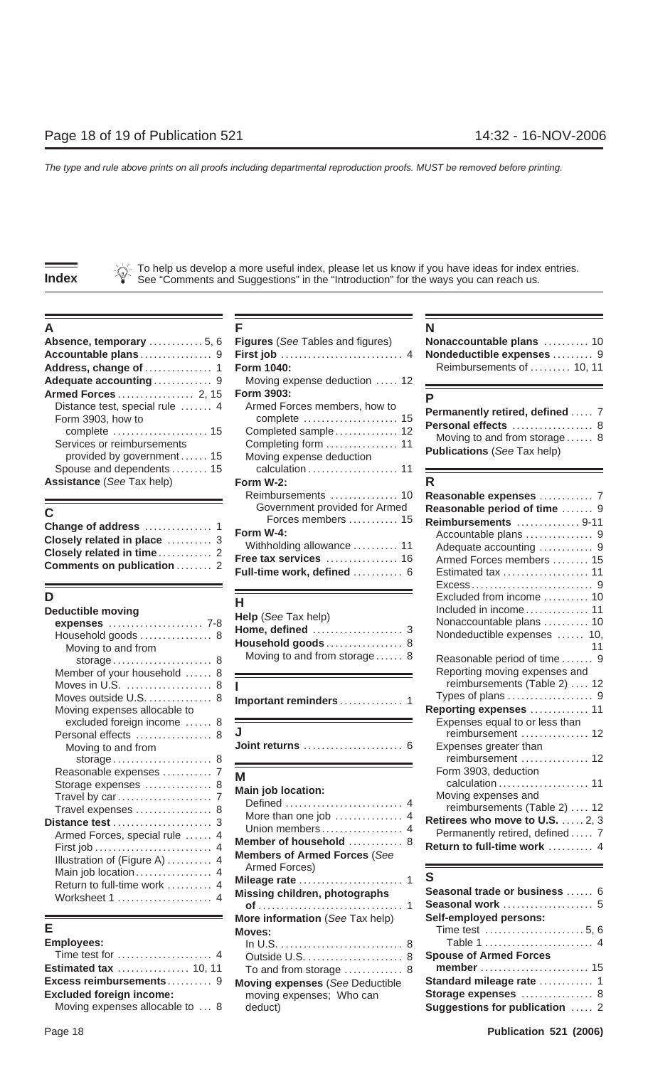# Index

To help us develop a more useful index, please let us know if you have ideas for index entries. See "Comments and Suggestions" in the "Introduction" for the ways you can reach us.

## A

**Absence, temporary** . . . . . . . . . . . . 5, 6
**Accountable plans** . . . . . . . . . . . . . . . 9
**Address, change of** . . . . . . . . . . . . . . 1
**Adequate accounting** . . . . . . . . . . . . 9
**Armed Forces** . . . . . . . . . . . . . . . . 2, 15
- Distance test, special rule . . . . . . . 4
- Form 3903, how to complete . . . . . . . . . . . . . . . . . . . . 15
- Services or reimbursements provided by government . . . . . . 15
- Spouse and dependents . . . . . . . . 15

**Assistance** (*See* Tax help)

## C

**Change of address** . . . . . . . . . . . . . . 1
**Closely related in place** . . . . . . . . . . 3
**Closely related in time** . . . . . . . . . . . 2
**Comments on publication** . . . . . . . . 2

## D

**Deductible moving expenses** . . . . . . . . . . . . . . . . . . . . 7-8
- Household goods . . . . . . . . . . . . . . . 8
  - Moving to and from storage . . . . . . . . . . . . . . . . . . . . . 8
- Member of your household . . . . . . 8
- Moves in U.S. . . . . . . . . . . . . . . . . . 8
- Moves outside U.S. . . . . . . . . . . . . 8
- Moving expenses allocable to excluded foreign income . . . . . . 8
- Personal effects . . . . . . . . . . . . . . . 8
  - Moving to and from storage . . . . . . . . . . . . . . . . . . . . . 8
- Reasonable expenses . . . . . . . . . . 7
- Storage expenses . . . . . . . . . . . . . 8
- Travel by car . . . . . . . . . . . . . . . . . . 7
- Travel expenses . . . . . . . . . . . . . . . 8

**Distance test** . . . . . . . . . . . . . . . . . . . . 3
- Armed Forces, special rule . . . . . . 4
- First job . . . . . . . . . . . . . . . . . . . . . . . 4
- Illustration of (Figure A) . . . . . . . . . 4
- Main job location . . . . . . . . . . . . . . . 4
- Return to full-time work . . . . . . . . . 4
- Worksheet 1 . . . . . . . . . . . . . . . . . . . 4

## E

**Employees:**
- Time test for . . . . . . . . . . . . . . . . . . . 4

**Estimated tax** . . . . . . . . . . . . . . . . 10, 11
**Excess reimbursements** . . . . . . . . . . 9
**Excluded foreign income:**
- Moving expenses allocable to . . . 8

## F

**Figures** (*See* Tables and figures)
**First job** . . . . . . . . . . . . . . . . . . . . . . . . . 4
**Form 1040:**
- Moving expense deduction . . . . . 12

**Form 3903:**
- Armed Forces members, how to complete . . . . . . . . . . . . . . . . . . . . 15
- Completed sample . . . . . . . . . . . . . 12
- Completing form . . . . . . . . . . . . . . . 11
- Moving expense deduction calculation . . . . . . . . . . . . . . . . . . . 11

**Form W-2:**
- Reimbursements . . . . . . . . . . . . . . 10
- Government provided for Armed Forces members . . . . . . . . . . . 15

**Form W-4:**
- Withholding allowance . . . . . . . . . 11

**Free tax services** . . . . . . . . . . . . . . . 16
**Full-time work, defined** . . . . . . . . . . 6

## H

**Help** (*See* Tax help)
**Home, defined** . . . . . . . . . . . . . . . . . . . 3
**Household goods** . . . . . . . . . . . . . . . . 8
- Moving to and from storage . . . . . . 8

## I

**Important reminders** . . . . . . . . . . . . . 1

## J

**Joint returns** . . . . . . . . . . . . . . . . . . . . . 6

## M

**Main job location:**
- Defined . . . . . . . . . . . . . . . . . . . . . . . . 4
- More than one job . . . . . . . . . . . . . . 4
- Union members . . . . . . . . . . . . . . . . 4

**Member of household** . . . . . . . . . . . . 8
**Members of Armed Forces** (*See* Armed Forces)
**Mileage rate** . . . . . . . . . . . . . . . . . . . . . 1
**Missing children, photographs of** . . . . . . . . . . . . . . . . . . . . . . . . . . . . . 1
**More information** (*See* Tax help)
**Moves:**
- In U.S. . . . . . . . . . . . . . . . . . . . . . . . . 8
- Outside U.S. . . . . . . . . . . . . . . . . . . . 8
- To and from storage . . . . . . . . . . . . 8

**Moving expenses** (*See* Deductible moving expenses; Who can deduct)

## N

**Nonaccountable plans** . . . . . . . . . . 10
**Nondeductible expenses** . . . . . . . . . 9
- Reimbursements of . . . . . . . . . 10, 11

## P

**Permanently retired, defined** . . . . . 7
**Personal effects** . . . . . . . . . . . . . . . . . 8
- Moving to and from storage . . . . . . 8

**Publications** (*See* Tax help)

## R

**Reasonable expenses** . . . . . . . . . . . . 7
**Reasonable period of time** . . . . . . . 9
**Reimbursements** . . . . . . . . . . . . . . 9-11
- Accountable plans . . . . . . . . . . . . . . 9
- Adequate accounting . . . . . . . . . . . 9
- Armed Forces members . . . . . . . . 15
- Estimated tax . . . . . . . . . . . . . . . . . 11
- Excess . . . . . . . . . . . . . . . . . . . . . . . . 9
- Excluded from income . . . . . . . . . 10
- Included in income . . . . . . . . . . . . . 11
- Nonaccountable plans . . . . . . . . . 10
- Nondeductible expenses . . . . . . 10, 11
- Reasonable period of time . . . . . . . 9
- Reporting moving expenses and reimbursements (Table 2) . . . . 12
- Types of plans . . . . . . . . . . . . . . . . . 9

**Reporting expenses** . . . . . . . . . . . . 11
- Expenses equal to or less than reimbursement . . . . . . . . . . . . . . 12
- Expenses greater than reimbursement . . . . . . . . . . . . . . 12
- Form 3903, deduction calculation . . . . . . . . . . . . . . . . . . . 11
- Moving expenses and reimbursements (Table 2) . . . . 12

**Retirees who move to U.S.** . . . . . 2, 3
- Permanently retired, defined . . . . . 7

**Return to full-time work** . . . . . . . . . . 4

## S

**Seasonal trade or business** . . . . . . 6
**Seasonal work** . . . . . . . . . . . . . . . . . . . 5
**Self-employed persons:**
- Time test . . . . . . . . . . . . . . . . . . . . 5, 6
- Table 1 . . . . . . . . . . . . . . . . . . . . . . . . 4

**Spouse of Armed Forces member** . . . . . . . . . . . . . . . . . . . . . . . 15
**Standard mileage rate** . . . . . . . . . . . . 1
**Storage expenses** . . . . . . . . . . . . . . . 8
**Suggestions for publication** . . . . . . 2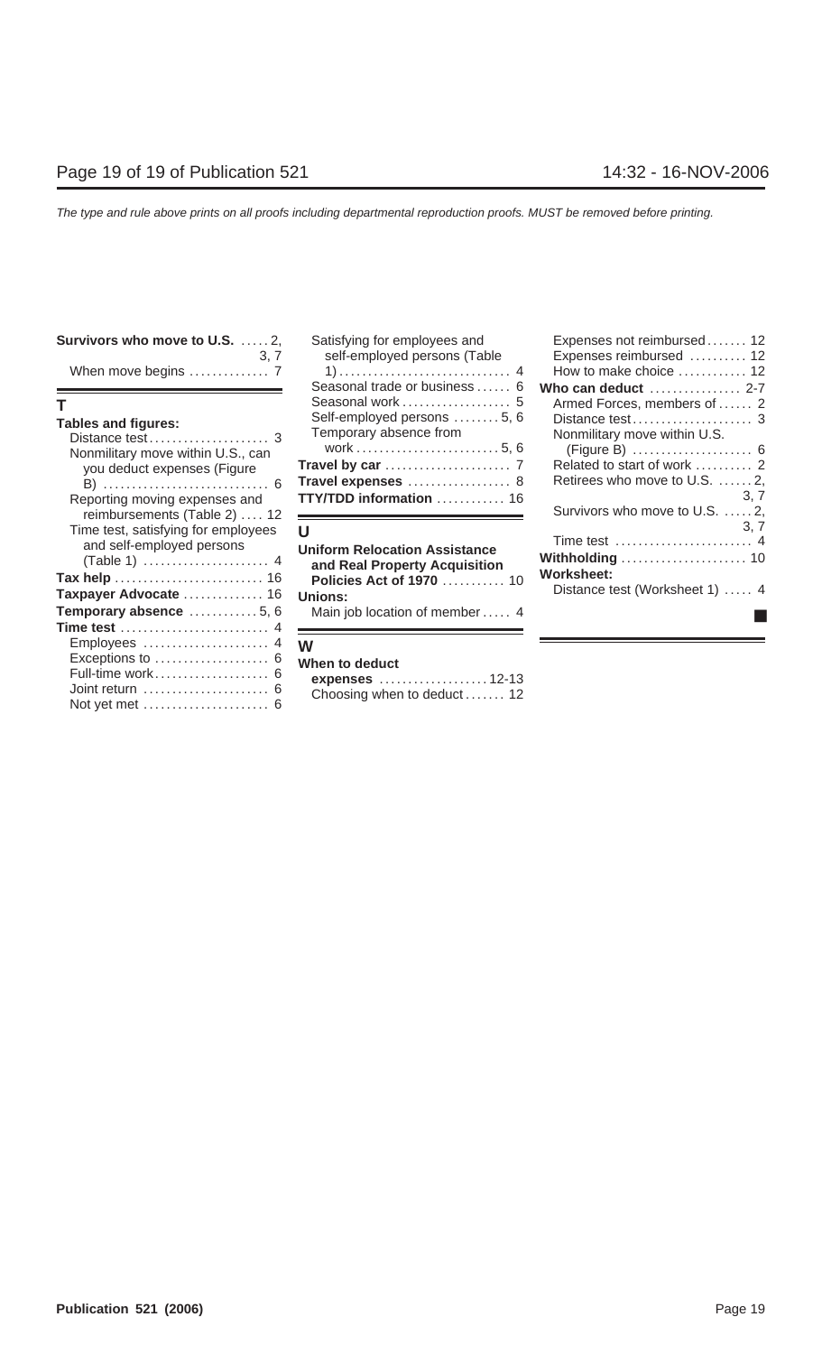**Survivors who move to U.S.** ..... 2, 3, 7
  When move begins .............. 7

## T

**Tables and figures:**
  Distance test..................... 3
  Nonmilitary move within U.S., can you deduct expenses (Figure B) ............................ 6
  Reporting moving expenses and reimbursements (Table 2) .... 12
  Time test, satisfying for employees and self-employed persons (Table 1) ...................... 4
**Tax help** .......................... 16
**Taxpayer Advocate** .............. 16
**Temporary absence** ............ 5, 6
**Time test** .......................... 4
  Employees ...................... 4
  Exceptions to .................... 6
  Full-time work.................... 6
  Joint return ...................... 6
  Not yet met ...................... 6
  Satisfying for employees and self-employed persons (Table 1) .............................. 4
  Seasonal trade or business ...... 6
  Seasonal work ................... 5
  Self-employed persons ........ 5, 6
  Temporary absence from work ......................... 5, 6
**Travel by car** ...................... 7
**Travel expenses** ................. 8
**TTY/TDD information** ............ 16

## U

**Uniform Relocation Assistance and Real Property Acquisition Policies Act of 1970** ........... 10
**Unions:**
  Main job location of member ..... 4

## W

**When to deduct expenses** ...................12-13
  Choosing when to deduct ....... 12
  Expenses not reimbursed....... 12
  Expenses reimbursed .......... 12
  How to make choice ............ 12
**Who can deduct** ................ 2-7
  Armed Forces, members of ...... 2
  Distance test..................... 3
  Nonmilitary move within U.S. (Figure B) ..................... 6
  Related to start of work .......... 2
  Retirees who move to U.S. ...... 2, 3, 7
  Survivors who move to U.S. ..... 2, 3, 7
  Time test ........................ 4
**Withholding** ...................... 10
**Worksheet:**
  Distance test (Worksheet 1) ..... 4

■